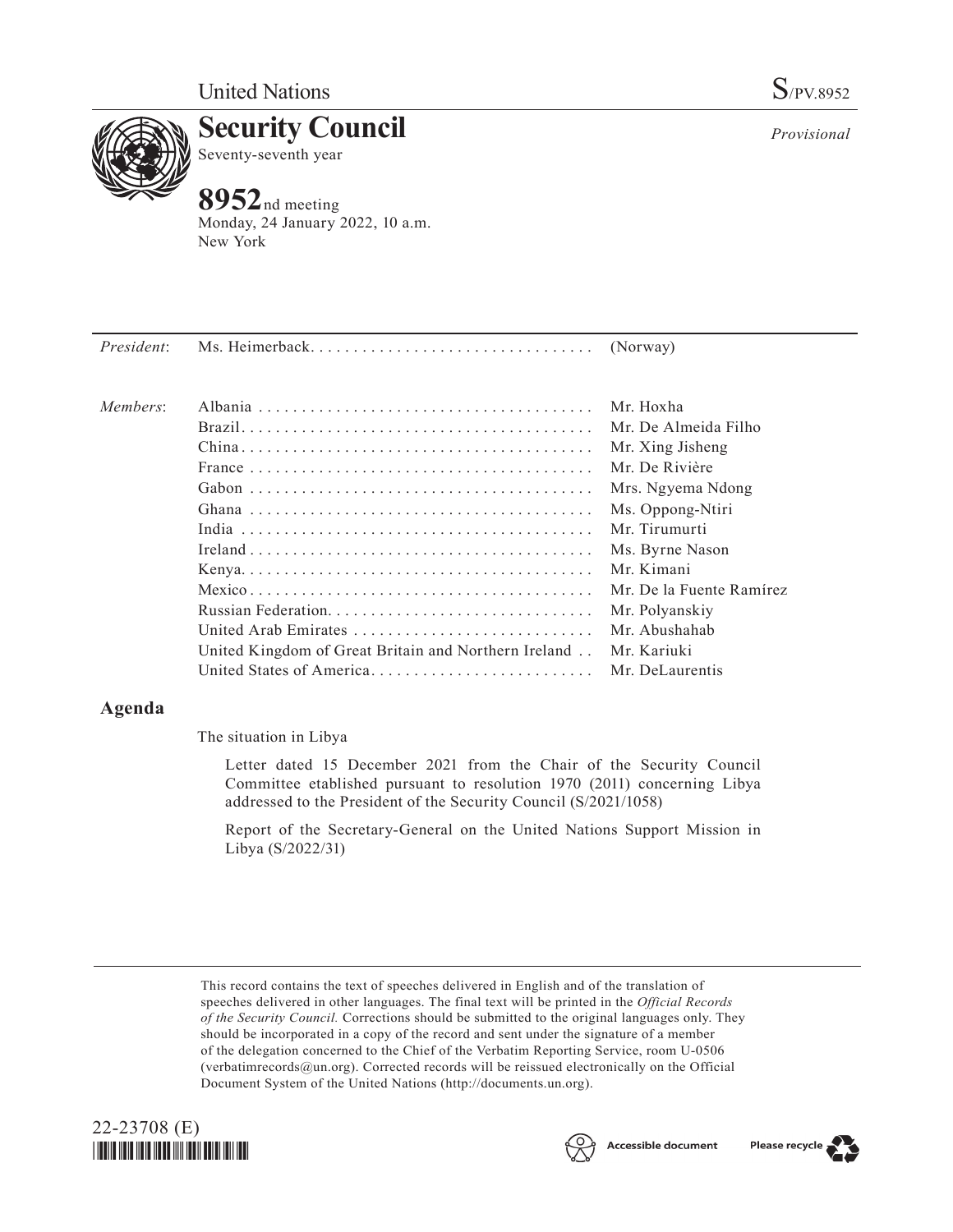United Nations S/PV.8952

# Security Council

Seventy-seventh year

*Provisional*

## 8952nd meeting

Monday, 24 January 2022, 10 a.m.
New York

| | | |
|---|---|---|
| *President*: | Ms. Heimerback | (Norway) |
| *Members*: | Albania | Mr. Hoxha |
| | Brazil | Mr. De Almeida Filho |
| | China | Mr. Xing Jisheng |
| | France | Mr. De Rivière |
| | Gabon | Mrs. Ngyema Ndong |
| | Ghana | Ms. Oppong-Ntiri |
| | India | Mr. Tirumurti |
| | Ireland | Ms. Byrne Nason |
| | Kenya | Mr. Kimani |
| | Mexico | Mr. De la Fuente Ramírez |
| | Russian Federation | Mr. Polyanskiy |
| | United Arab Emirates | Mr. Abushahab |
| | United Kingdom of Great Britain and Northern Ireland | Mr. Kariuki |
| | United States of America | Mr. DeLaurentis |

## Agenda

The situation in Libya

Letter dated 15 December 2021 from the Chair of the Security Council Committee etablished pursuant to resolution 1970 (2011) concerning Libya addressed to the President of the Security Council (S/2021/1058)

Report of the Secretary-General on the United Nations Support Mission in Libya (S/2022/31)

This record contains the text of speeches delivered in English and of the translation of speeches delivered in other languages. The final text will be printed in the *Official Records of the Security Council.* Corrections should be submitted to the original languages only. They should be incorporated in a copy of the record and sent under the signature of a member of the delegation concerned to the Chief of the Verbatim Reporting Service, room U-0506 (verbatimrecords@un.org). Corrected records will be reissued electronically on the Official Document System of the United Nations (http://documents.un.org).

22-23708 (E)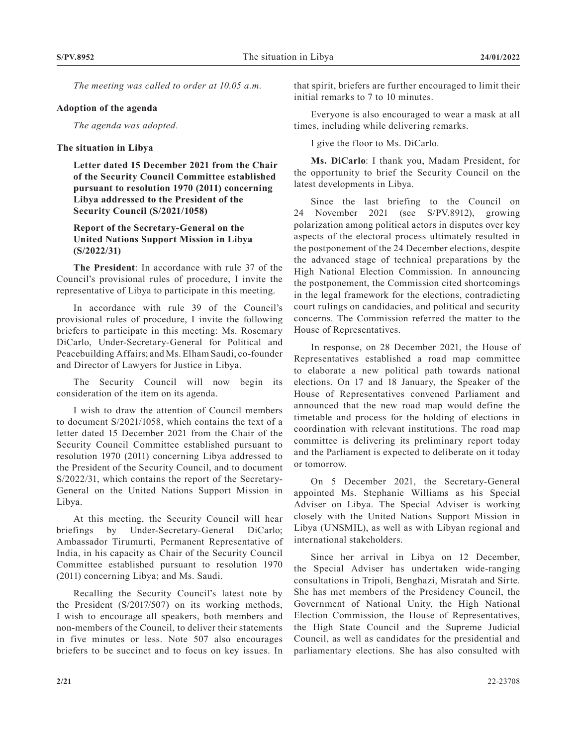*The meeting was called to order at 10.05 a.m.*

**Adoption of the agenda**

*The agenda was adopted.*

**The situation in Libya**

**Letter dated 15 December 2021 from the Chair of the Security Council Committee established pursuant to resolution 1970 (2011) concerning Libya addressed to the President of the Security Council (S/2021/1058)**

**Report of the Secretary-General on the United Nations Support Mission in Libya (S/2022/31)**

**The President**: In accordance with rule 37 of the Council's provisional rules of procedure, I invite the representative of Libya to participate in this meeting.

In accordance with rule 39 of the Council's provisional rules of procedure, I invite the following briefers to participate in this meeting: Ms. Rosemary DiCarlo, Under-Secretary-General for Political and Peacebuilding Affairs; and Ms. Elham Saudi, co-founder and Director of Lawyers for Justice in Libya.

The Security Council will now begin its consideration of the item on its agenda.

I wish to draw the attention of Council members to document S/2021/1058, which contains the text of a letter dated 15 December 2021 from the Chair of the Security Council Committee established pursuant to resolution 1970 (2011) concerning Libya addressed to the President of the Security Council, and to document S/2022/31, which contains the report of the Secretary-General on the United Nations Support Mission in Libya.

At this meeting, the Security Council will hear briefings by Under-Secretary-General DiCarlo; Ambassador Tirumurti, Permanent Representative of India, in his capacity as Chair of the Security Council Committee established pursuant to resolution 1970 (2011) concerning Libya; and Ms. Saudi.

Recalling the Security Council's latest note by the President (S/2017/507) on its working methods, I wish to encourage all speakers, both members and non-members of the Council, to deliver their statements in five minutes or less. Note 507 also encourages briefers to be succinct and to focus on key issues. In that spirit, briefers are further encouraged to limit their initial remarks to 7 to 10 minutes.

Everyone is also encouraged to wear a mask at all times, including while delivering remarks.

I give the floor to Ms. DiCarlo.

**Ms. DiCarlo**: I thank you, Madam President, for the opportunity to brief the Security Council on the latest developments in Libya.

Since the last briefing to the Council on 24 November 2021 (see S/PV.8912), growing polarization among political actors in disputes over key aspects of the electoral process ultimately resulted in the postponement of the 24 December elections, despite the advanced stage of technical preparations by the High National Election Commission. In announcing the postponement, the Commission cited shortcomings in the legal framework for the elections, contradicting court rulings on candidacies, and political and security concerns. The Commission referred the matter to the House of Representatives.

In response, on 28 December 2021, the House of Representatives established a road map committee to elaborate a new political path towards national elections. On 17 and 18 January, the Speaker of the House of Representatives convened Parliament and announced that the new road map would define the timetable and process for the holding of elections in coordination with relevant institutions. The road map committee is delivering its preliminary report today and the Parliament is expected to deliberate on it today or tomorrow.

On 5 December 2021, the Secretary-General appointed Ms. Stephanie Williams as his Special Adviser on Libya. The Special Adviser is working closely with the United Nations Support Mission in Libya (UNSMIL), as well as with Libyan regional and international stakeholders.

Since her arrival in Libya on 12 December, the Special Adviser has undertaken wide-ranging consultations in Tripoli, Benghazi, Misratah and Sirte. She has met members of the Presidency Council, the Government of National Unity, the High National Election Commission, the House of Representatives, the High State Council and the Supreme Judicial Council, as well as candidates for the presidential and parliamentary elections. She has also consulted with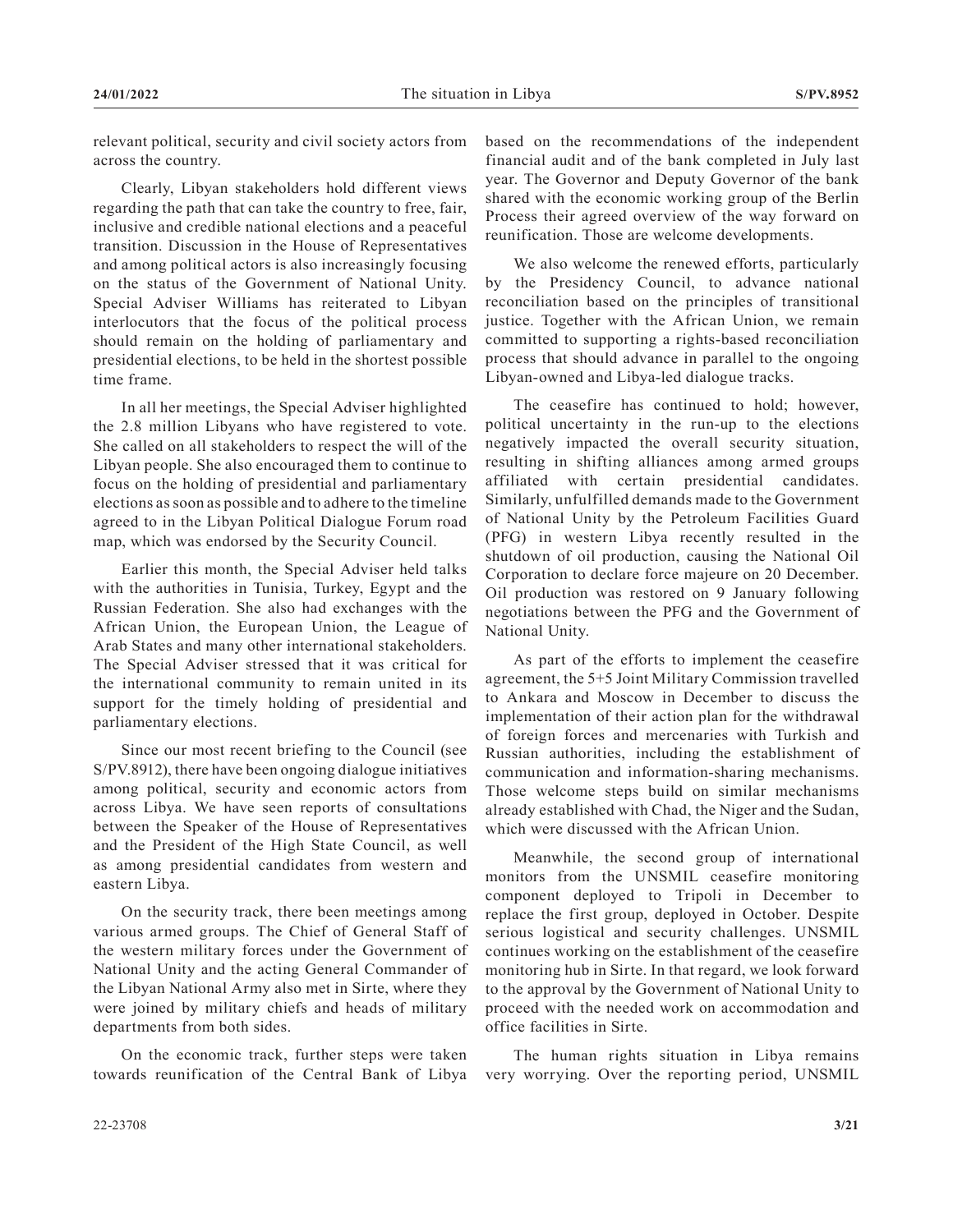relevant political, security and civil society actors from across the country.

Clearly, Libyan stakeholders hold different views regarding the path that can take the country to free, fair, inclusive and credible national elections and a peaceful transition. Discussion in the House of Representatives and among political actors is also increasingly focusing on the status of the Government of National Unity. Special Adviser Williams has reiterated to Libyan interlocutors that the focus of the political process should remain on the holding of parliamentary and presidential elections, to be held in the shortest possible time frame.

In all her meetings, the Special Adviser highlighted the 2.8 million Libyans who have registered to vote. She called on all stakeholders to respect the will of the Libyan people. She also encouraged them to continue to focus on the holding of presidential and parliamentary elections as soon as possible and to adhere to the timeline agreed to in the Libyan Political Dialogue Forum road map, which was endorsed by the Security Council.

Earlier this month, the Special Adviser held talks with the authorities in Tunisia, Turkey, Egypt and the Russian Federation. She also had exchanges with the African Union, the European Union, the League of Arab States and many other international stakeholders. The Special Adviser stressed that it was critical for the international community to remain united in its support for the timely holding of presidential and parliamentary elections.

Since our most recent briefing to the Council (see S/PV.8912), there have been ongoing dialogue initiatives among political, security and economic actors from across Libya. We have seen reports of consultations between the Speaker of the House of Representatives and the President of the High State Council, as well as among presidential candidates from western and eastern Libya.

On the security track, there been meetings among various armed groups. The Chief of General Staff of the western military forces under the Government of National Unity and the acting General Commander of the Libyan National Army also met in Sirte, where they were joined by military chiefs and heads of military departments from both sides.

On the economic track, further steps were taken towards reunification of the Central Bank of Libya based on the recommendations of the independent financial audit and of the bank completed in July last year. The Governor and Deputy Governor of the bank shared with the economic working group of the Berlin Process their agreed overview of the way forward on reunification. Those are welcome developments.

We also welcome the renewed efforts, particularly by the Presidency Council, to advance national reconciliation based on the principles of transitional justice. Together with the African Union, we remain committed to supporting a rights-based reconciliation process that should advance in parallel to the ongoing Libyan-owned and Libya-led dialogue tracks.

The ceasefire has continued to hold; however, political uncertainty in the run-up to the elections negatively impacted the overall security situation, resulting in shifting alliances among armed groups affiliated with certain presidential candidates. Similarly, unfulfilled demands made to the Government of National Unity by the Petroleum Facilities Guard (PFG) in western Libya recently resulted in the shutdown of oil production, causing the National Oil Corporation to declare force majeure on 20 December. Oil production was restored on 9 January following negotiations between the PFG and the Government of National Unity.

As part of the efforts to implement the ceasefire agreement, the 5+5 Joint Military Commission travelled to Ankara and Moscow in December to discuss the implementation of their action plan for the withdrawal of foreign forces and mercenaries with Turkish and Russian authorities, including the establishment of communication and information-sharing mechanisms. Those welcome steps build on similar mechanisms already established with Chad, the Niger and the Sudan, which were discussed with the African Union.

Meanwhile, the second group of international monitors from the UNSMIL ceasefire monitoring component deployed to Tripoli in December to replace the first group, deployed in October. Despite serious logistical and security challenges. UNSMIL continues working on the establishment of the ceasefire monitoring hub in Sirte. In that regard, we look forward to the approval by the Government of National Unity to proceed with the needed work on accommodation and office facilities in Sirte.

The human rights situation in Libya remains very worrying. Over the reporting period, UNSMIL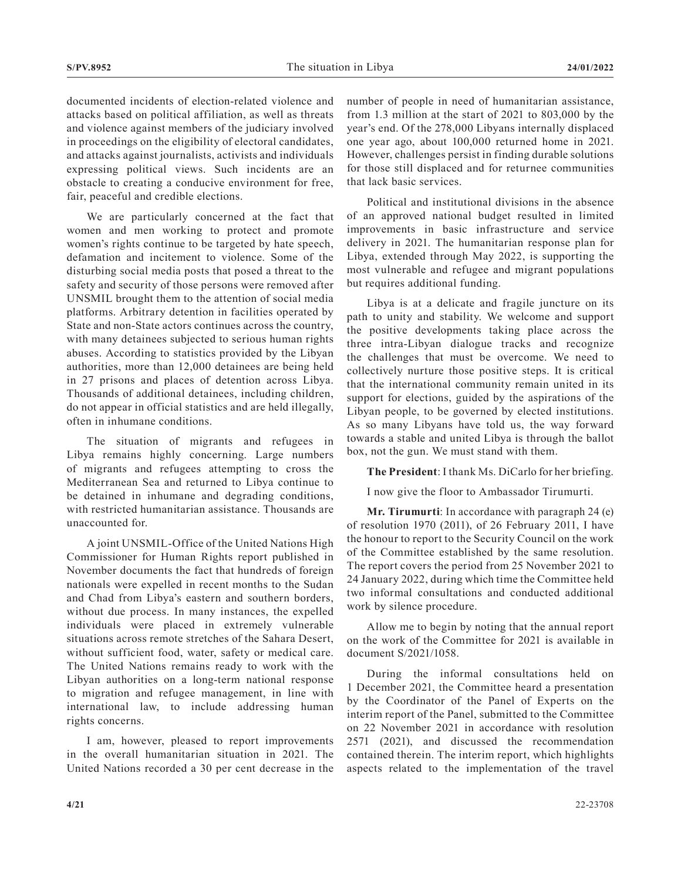documented incidents of election-related violence and attacks based on political affiliation, as well as threats and violence against members of the judiciary involved in proceedings on the eligibility of electoral candidates, and attacks against journalists, activists and individuals expressing political views. Such incidents are an obstacle to creating a conducive environment for free, fair, peaceful and credible elections.

We are particularly concerned at the fact that women and men working to protect and promote women's rights continue to be targeted by hate speech, defamation and incitement to violence. Some of the disturbing social media posts that posed a threat to the safety and security of those persons were removed after UNSMIL brought them to the attention of social media platforms. Arbitrary detention in facilities operated by State and non-State actors continues across the country, with many detainees subjected to serious human rights abuses. According to statistics provided by the Libyan authorities, more than 12,000 detainees are being held in 27 prisons and places of detention across Libya. Thousands of additional detainees, including children, do not appear in official statistics and are held illegally, often in inhumane conditions.

The situation of migrants and refugees in Libya remains highly concerning. Large numbers of migrants and refugees attempting to cross the Mediterranean Sea and returned to Libya continue to be detained in inhumane and degrading conditions, with restricted humanitarian assistance. Thousands are unaccounted for.

A joint UNSMIL-Office of the United Nations High Commissioner for Human Rights report published in November documents the fact that hundreds of foreign nationals were expelled in recent months to the Sudan and Chad from Libya's eastern and southern borders, without due process. In many instances, the expelled individuals were placed in extremely vulnerable situations across remote stretches of the Sahara Desert, without sufficient food, water, safety or medical care. The United Nations remains ready to work with the Libyan authorities on a long-term national response to migration and refugee management, in line with international law, to include addressing human rights concerns.

I am, however, pleased to report improvements in the overall humanitarian situation in 2021. The United Nations recorded a 30 per cent decrease in the number of people in need of humanitarian assistance, from 1.3 million at the start of 2021 to 803,000 by the year's end. Of the 278,000 Libyans internally displaced one year ago, about 100,000 returned home in 2021. However, challenges persist in finding durable solutions for those still displaced and for returnee communities that lack basic services.

Political and institutional divisions in the absence of an approved national budget resulted in limited improvements in basic infrastructure and service delivery in 2021. The humanitarian response plan for Libya, extended through May 2022, is supporting the most vulnerable and refugee and migrant populations but requires additional funding.

Libya is at a delicate and fragile juncture on its path to unity and stability. We welcome and support the positive developments taking place across the three intra-Libyan dialogue tracks and recognize the challenges that must be overcome. We need to collectively nurture those positive steps. It is critical that the international community remain united in its support for elections, guided by the aspirations of the Libyan people, to be governed by elected institutions. As so many Libyans have told us, the way forward towards a stable and united Libya is through the ballot box, not the gun. We must stand with them.

**The President**: I thank Ms. DiCarlo for her briefing.

I now give the floor to Ambassador Tirumurti.

**Mr. Tirumurti**: In accordance with paragraph 24 (e) of resolution 1970 (2011), of 26 February 2011, I have the honour to report to the Security Council on the work of the Committee established by the same resolution. The report covers the period from 25 November 2021 to 24 January 2022, during which time the Committee held two informal consultations and conducted additional work by silence procedure.

Allow me to begin by noting that the annual report on the work of the Committee for 2021 is available in document S/2021/1058.

During the informal consultations held on 1 December 2021, the Committee heard a presentation by the Coordinator of the Panel of Experts on the interim report of the Panel, submitted to the Committee on 22 November 2021 in accordance with resolution 2571 (2021), and discussed the recommendation contained therein. The interim report, which highlights aspects related to the implementation of the travel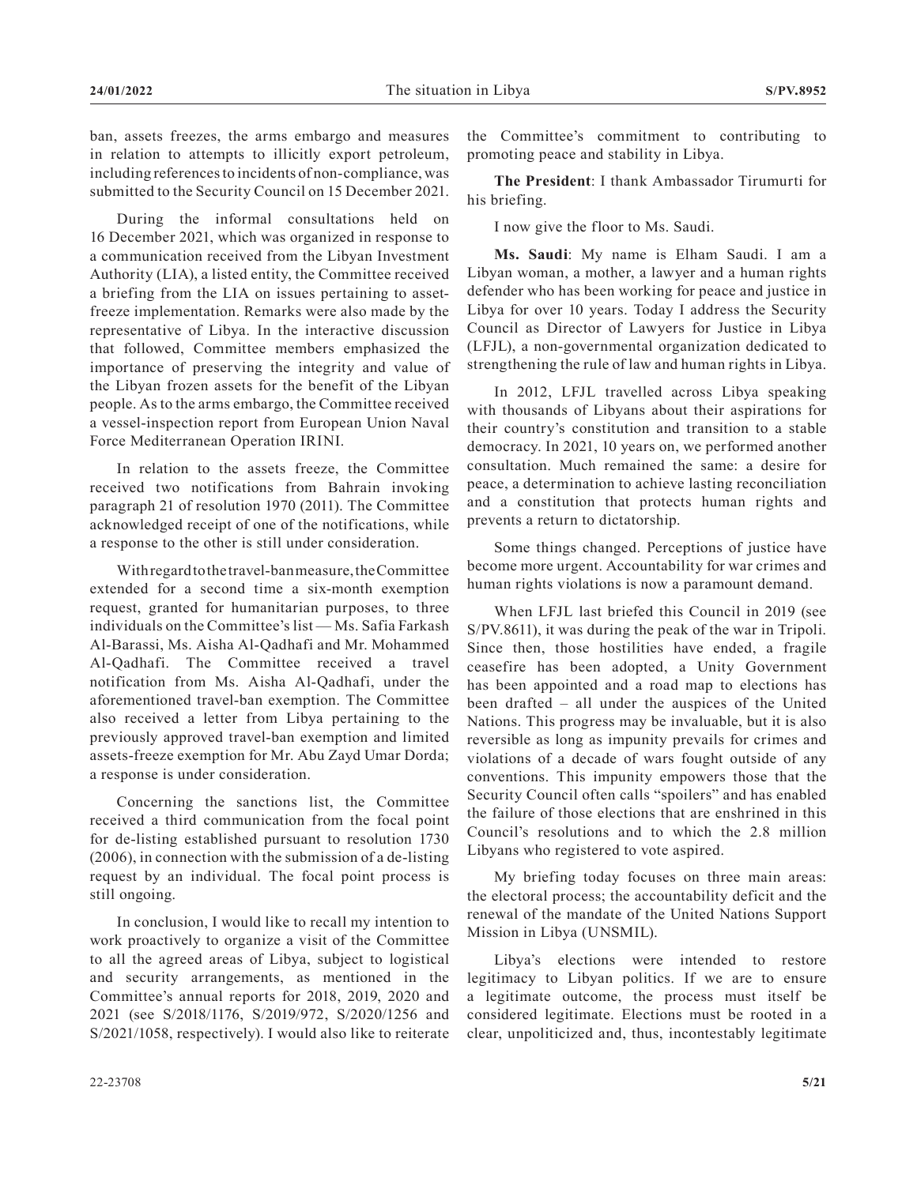ban, assets freezes, the arms embargo and measures in relation to attempts to illicitly export petroleum, including references to incidents of non-compliance, was submitted to the Security Council on 15 December 2021.

During the informal consultations held on 16 December 2021, which was organized in response to a communication received from the Libyan Investment Authority (LIA), a listed entity, the Committee received a briefing from the LIA on issues pertaining to asset-freeze implementation. Remarks were also made by the representative of Libya. In the interactive discussion that followed, Committee members emphasized the importance of preserving the integrity and value of the Libyan frozen assets for the benefit of the Libyan people. As to the arms embargo, the Committee received a vessel-inspection report from European Union Naval Force Mediterranean Operation IRINI.

In relation to the assets freeze, the Committee received two notifications from Bahrain invoking paragraph 21 of resolution 1970 (2011). The Committee acknowledged receipt of one of the notifications, while a response to the other is still under consideration.

With regard to the travel-ban measure, the Committee extended for a second time a six-month exemption request, granted for humanitarian purposes, to three individuals on the Committee's list — Ms. Safia Farkash Al-Barassi, Ms. Aisha Al-Qadhafi and Mr. Mohammed Al-Qadhafi. The Committee received a travel notification from Ms. Aisha Al-Qadhafi, under the aforementioned travel-ban exemption. The Committee also received a letter from Libya pertaining to the previously approved travel-ban exemption and limited assets-freeze exemption for Mr. Abu Zayd Umar Dorda; a response is under consideration.

Concerning the sanctions list, the Committee received a third communication from the focal point for de-listing established pursuant to resolution 1730 (2006), in connection with the submission of a de-listing request by an individual. The focal point process is still ongoing.

In conclusion, I would like to recall my intention to work proactively to organize a visit of the Committee to all the agreed areas of Libya, subject to logistical and security arrangements, as mentioned in the Committee's annual reports for 2018, 2019, 2020 and 2021 (see S/2018/1176, S/2019/972, S/2020/1256 and S/2021/1058, respectively). I would also like to reiterate the Committee's commitment to contributing to promoting peace and stability in Libya.

**The President**: I thank Ambassador Tirumurti for his briefing.

I now give the floor to Ms. Saudi.

**Ms. Saudi**: My name is Elham Saudi. I am a Libyan woman, a mother, a lawyer and a human rights defender who has been working for peace and justice in Libya for over 10 years. Today I address the Security Council as Director of Lawyers for Justice in Libya (LFJL), a non-governmental organization dedicated to strengthening the rule of law and human rights in Libya.

In 2012, LFJL travelled across Libya speaking with thousands of Libyans about their aspirations for their country's constitution and transition to a stable democracy. In 2021, 10 years on, we performed another consultation. Much remained the same: a desire for peace, a determination to achieve lasting reconciliation and a constitution that protects human rights and prevents a return to dictatorship.

Some things changed. Perceptions of justice have become more urgent. Accountability for war crimes and human rights violations is now a paramount demand.

When LFJL last briefed this Council in 2019 (see S/PV.8611), it was during the peak of the war in Tripoli. Since then, those hostilities have ended, a fragile ceasefire has been adopted, a Unity Government has been appointed and a road map to elections has been drafted – all under the auspices of the United Nations. This progress may be invaluable, but it is also reversible as long as impunity prevails for crimes and violations of a decade of wars fought outside of any conventions. This impunity empowers those that the Security Council often calls "spoilers" and has enabled the failure of those elections that are enshrined in this Council's resolutions and to which the 2.8 million Libyans who registered to vote aspired.

My briefing today focuses on three main areas: the electoral process; the accountability deficit and the renewal of the mandate of the United Nations Support Mission in Libya (UNSMIL).

Libya's elections were intended to restore legitimacy to Libyan politics. If we are to ensure a legitimate outcome, the process must itself be considered legitimate. Elections must be rooted in a clear, unpoliticized and, thus, incontestably legitimate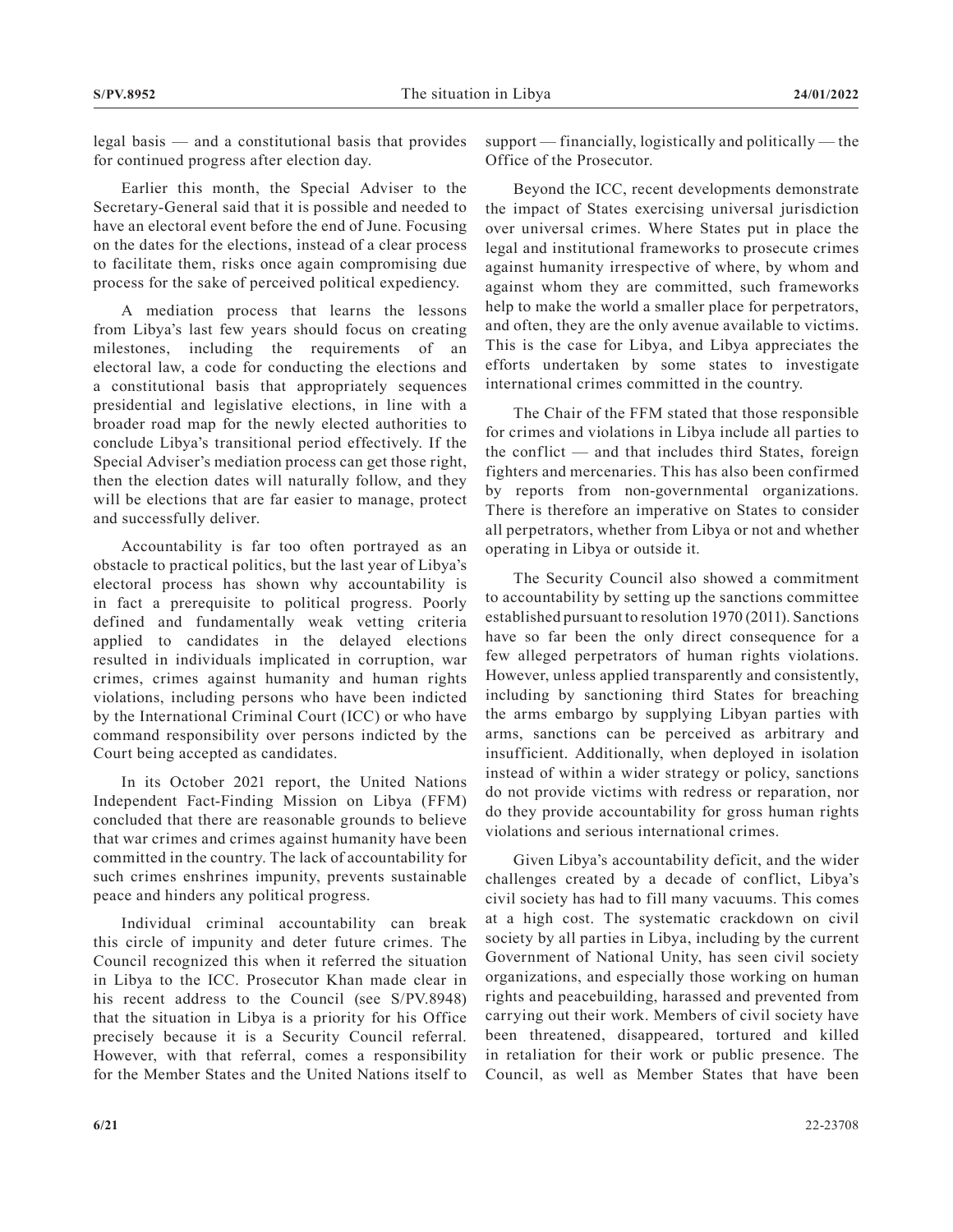legal basis — and a constitutional basis that provides for continued progress after election day.

Earlier this month, the Special Adviser to the Secretary-General said that it is possible and needed to have an electoral event before the end of June. Focusing on the dates for the elections, instead of a clear process to facilitate them, risks once again compromising due process for the sake of perceived political expediency.

A mediation process that learns the lessons from Libya's last few years should focus on creating milestones, including the requirements of an electoral law, a code for conducting the elections and a constitutional basis that appropriately sequences presidential and legislative elections, in line with a broader road map for the newly elected authorities to conclude Libya's transitional period effectively. If the Special Adviser's mediation process can get those right, then the election dates will naturally follow, and they will be elections that are far easier to manage, protect and successfully deliver.

Accountability is far too often portrayed as an obstacle to practical politics, but the last year of Libya's electoral process has shown why accountability is in fact a prerequisite to political progress. Poorly defined and fundamentally weak vetting criteria applied to candidates in the delayed elections resulted in individuals implicated in corruption, war crimes, crimes against humanity and human rights violations, including persons who have been indicted by the International Criminal Court (ICC) or who have command responsibility over persons indicted by the Court being accepted as candidates.

In its October 2021 report, the United Nations Independent Fact-Finding Mission on Libya (FFM) concluded that there are reasonable grounds to believe that war crimes and crimes against humanity have been committed in the country. The lack of accountability for such crimes enshrines impunity, prevents sustainable peace and hinders any political progress.

Individual criminal accountability can break this circle of impunity and deter future crimes. The Council recognized this when it referred the situation in Libya to the ICC. Prosecutor Khan made clear in his recent address to the Council (see S/PV.8948) that the situation in Libya is a priority for his Office precisely because it is a Security Council referral. However, with that referral, comes a responsibility for the Member States and the United Nations itself to support — financially, logistically and politically — the Office of the Prosecutor.

Beyond the ICC, recent developments demonstrate the impact of States exercising universal jurisdiction over universal crimes. Where States put in place the legal and institutional frameworks to prosecute crimes against humanity irrespective of where, by whom and against whom they are committed, such frameworks help to make the world a smaller place for perpetrators, and often, they are the only avenue available to victims. This is the case for Libya, and Libya appreciates the efforts undertaken by some states to investigate international crimes committed in the country.

The Chair of the FFM stated that those responsible for crimes and violations in Libya include all parties to the conflict — and that includes third States, foreign fighters and mercenaries. This has also been confirmed by reports from non-governmental organizations. There is therefore an imperative on States to consider all perpetrators, whether from Libya or not and whether operating in Libya or outside it.

The Security Council also showed a commitment to accountability by setting up the sanctions committee established pursuant to resolution 1970 (2011). Sanctions have so far been the only direct consequence for a few alleged perpetrators of human rights violations. However, unless applied transparently and consistently, including by sanctioning third States for breaching the arms embargo by supplying Libyan parties with arms, sanctions can be perceived as arbitrary and insufficient. Additionally, when deployed in isolation instead of within a wider strategy or policy, sanctions do not provide victims with redress or reparation, nor do they provide accountability for gross human rights violations and serious international crimes.

Given Libya's accountability deficit, and the wider challenges created by a decade of conflict, Libya's civil society has had to fill many vacuums. This comes at a high cost. The systematic crackdown on civil society by all parties in Libya, including by the current Government of National Unity, has seen civil society organizations, and especially those working on human rights and peacebuilding, harassed and prevented from carrying out their work. Members of civil society have been threatened, disappeared, tortured and killed in retaliation for their work or public presence. The Council, as well as Member States that have been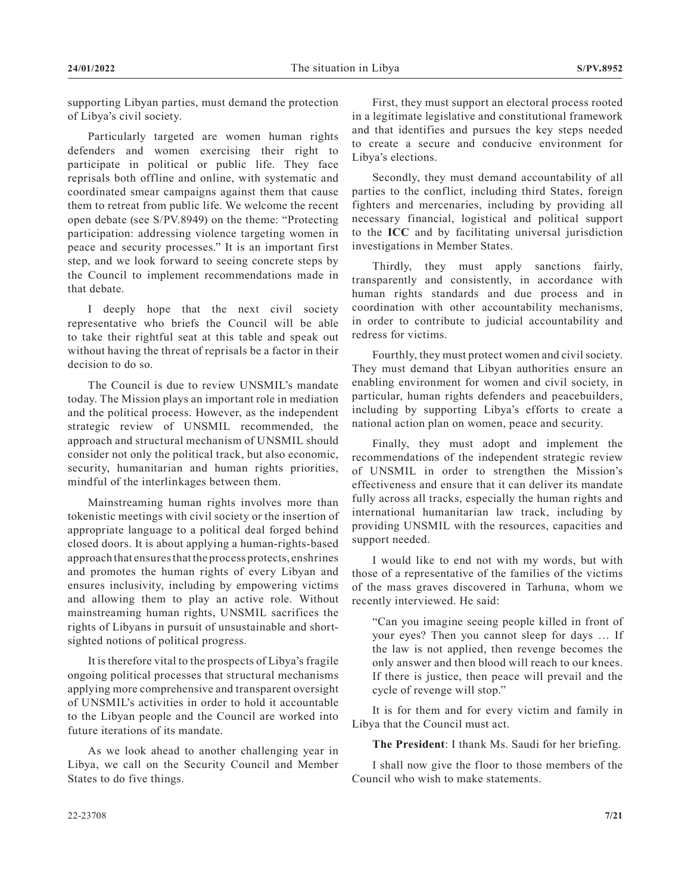supporting Libyan parties, must demand the protection of Libya's civil society.

Particularly targeted are women human rights defenders and women exercising their right to participate in political or public life. They face reprisals both offline and online, with systematic and coordinated smear campaigns against them that cause them to retreat from public life. We welcome the recent open debate (see S/PV.8949) on the theme: "Protecting participation: addressing violence targeting women in peace and security processes." It is an important first step, and we look forward to seeing concrete steps by the Council to implement recommendations made in that debate.

I deeply hope that the next civil society representative who briefs the Council will be able to take their rightful seat at this table and speak out without having the threat of reprisals be a factor in their decision to do so.

The Council is due to review UNSMIL's mandate today. The Mission plays an important role in mediation and the political process. However, as the independent strategic review of UNSMIL recommended, the approach and structural mechanism of UNSMIL should consider not only the political track, but also economic, security, humanitarian and human rights priorities, mindful of the interlinkages between them.

Mainstreaming human rights involves more than tokenistic meetings with civil society or the insertion of appropriate language to a political deal forged behind closed doors. It is about applying a human-rights-based approach that ensures that the process protects, enshrines and promotes the human rights of every Libyan and ensures inclusivity, including by empowering victims and allowing them to play an active role. Without mainstreaming human rights, UNSMIL sacrifices the rights of Libyans in pursuit of unsustainable and short-sighted notions of political progress.

It is therefore vital to the prospects of Libya's fragile ongoing political processes that structural mechanisms applying more comprehensive and transparent oversight of UNSMIL's activities in order to hold it accountable to the Libyan people and the Council are worked into future iterations of its mandate.

As we look ahead to another challenging year in Libya, we call on the Security Council and Member States to do five things.

First, they must support an electoral process rooted in a legitimate legislative and constitutional framework and that identifies and pursues the key steps needed to create a secure and conducive environment for Libya's elections.

Secondly, they must demand accountability of all parties to the conflict, including third States, foreign fighters and mercenaries, including by providing all necessary financial, logistical and political support to the **ICC** and by facilitating universal jurisdiction investigations in Member States.

Thirdly, they must apply sanctions fairly, transparently and consistently, in accordance with human rights standards and due process and in coordination with other accountability mechanisms, in order to contribute to judicial accountability and redress for victims.

Fourthly, they must protect women and civil society. They must demand that Libyan authorities ensure an enabling environment for women and civil society, in particular, human rights defenders and peacebuilders, including by supporting Libya's efforts to create a national action plan on women, peace and security.

Finally, they must adopt and implement the recommendations of the independent strategic review of UNSMIL in order to strengthen the Mission's effectiveness and ensure that it can deliver its mandate fully across all tracks, especially the human rights and international humanitarian law track, including by providing UNSMIL with the resources, capacities and support needed.

I would like to end not with my words, but with those of a representative of the families of the victims of the mass graves discovered in Tarhuna, whom we recently interviewed. He said:

> "Can you imagine seeing people killed in front of your eyes? Then you cannot sleep for days … If the law is not applied, then revenge becomes the only answer and then blood will reach to our knees. If there is justice, then peace will prevail and the cycle of revenge will stop."

It is for them and for every victim and family in Libya that the Council must act.

**The President**: I thank Ms. Saudi for her briefing.

I shall now give the floor to those members of the Council who wish to make statements.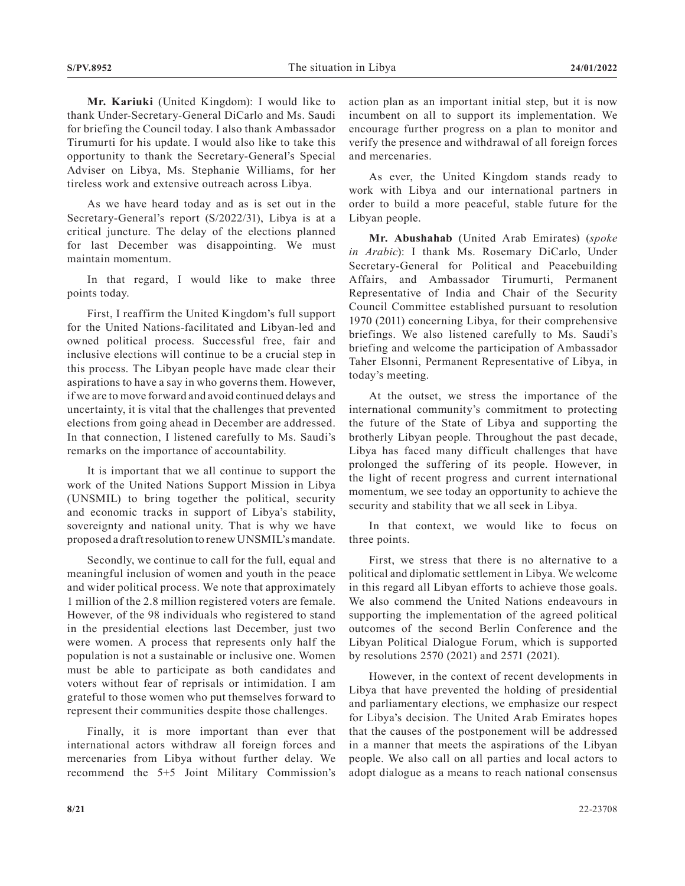**Mr. Kariuki** (United Kingdom): I would like to thank Under-Secretary-General DiCarlo and Ms. Saudi for briefing the Council today. I also thank Ambassador Tirumurti for his update. I would also like to take this opportunity to thank the Secretary-General's Special Adviser on Libya, Ms. Stephanie Williams, for her tireless work and extensive outreach across Libya.

As we have heard today and as is set out in the Secretary-General's report (S/2022/31), Libya is at a critical juncture. The delay of the elections planned for last December was disappointing. We must maintain momentum.

In that regard, I would like to make three points today.

First, I reaffirm the United Kingdom's full support for the United Nations-facilitated and Libyan-led and owned political process. Successful free, fair and inclusive elections will continue to be a crucial step in this process. The Libyan people have made clear their aspirations to have a say in who governs them. However, if we are to move forward and avoid continued delays and uncertainty, it is vital that the challenges that prevented elections from going ahead in December are addressed. In that connection, I listened carefully to Ms. Saudi's remarks on the importance of accountability.

It is important that we all continue to support the work of the United Nations Support Mission in Libya (UNSMIL) to bring together the political, security and economic tracks in support of Libya's stability, sovereignty and national unity. That is why we have proposed a draft resolution to renew UNSMIL's mandate.

Secondly, we continue to call for the full, equal and meaningful inclusion of women and youth in the peace and wider political process. We note that approximately 1 million of the 2.8 million registered voters are female. However, of the 98 individuals who registered to stand in the presidential elections last December, just two were women. A process that represents only half the population is not a sustainable or inclusive one. Women must be able to participate as both candidates and voters without fear of reprisals or intimidation. I am grateful to those women who put themselves forward to represent their communities despite those challenges.

Finally, it is more important than ever that international actors withdraw all foreign forces and mercenaries from Libya without further delay. We recommend the 5+5 Joint Military Commission's action plan as an important initial step, but it is now incumbent on all to support its implementation. We encourage further progress on a plan to monitor and verify the presence and withdrawal of all foreign forces and mercenaries.

As ever, the United Kingdom stands ready to work with Libya and our international partners in order to build a more peaceful, stable future for the Libyan people.

**Mr. Abushahab** (United Arab Emirates) (*spoke in Arabic*): I thank Ms. Rosemary DiCarlo, Under Secretary-General for Political and Peacebuilding Affairs, and Ambassador Tirumurti, Permanent Representative of India and Chair of the Security Council Committee established pursuant to resolution 1970 (2011) concerning Libya, for their comprehensive briefings. We also listened carefully to Ms. Saudi's briefing and welcome the participation of Ambassador Taher Elsonni, Permanent Representative of Libya, in today's meeting.

At the outset, we stress the importance of the international community's commitment to protecting the future of the State of Libya and supporting the brotherly Libyan people. Throughout the past decade, Libya has faced many difficult challenges that have prolonged the suffering of its people. However, in the light of recent progress and current international momentum, we see today an opportunity to achieve the security and stability that we all seek in Libya.

In that context, we would like to focus on three points.

First, we stress that there is no alternative to a political and diplomatic settlement in Libya. We welcome in this regard all Libyan efforts to achieve those goals. We also commend the United Nations endeavours in supporting the implementation of the agreed political outcomes of the second Berlin Conference and the Libyan Political Dialogue Forum, which is supported by resolutions 2570 (2021) and 2571 (2021).

However, in the context of recent developments in Libya that have prevented the holding of presidential and parliamentary elections, we emphasize our respect for Libya's decision. The United Arab Emirates hopes that the causes of the postponement will be addressed in a manner that meets the aspirations of the Libyan people. We also call on all parties and local actors to adopt dialogue as a means to reach national consensus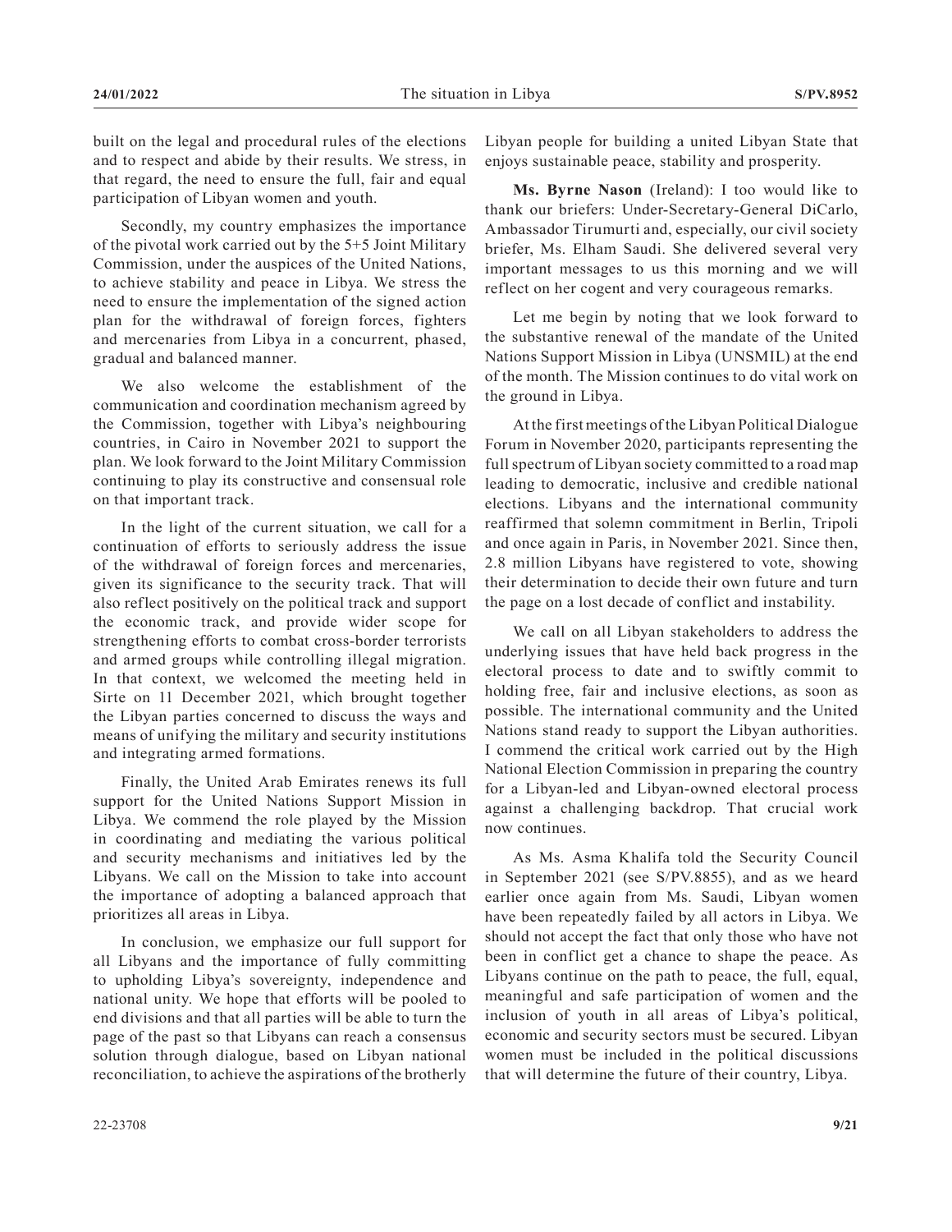built on the legal and procedural rules of the elections and to respect and abide by their results. We stress, in that regard, the need to ensure the full, fair and equal participation of Libyan women and youth.

Secondly, my country emphasizes the importance of the pivotal work carried out by the 5+5 Joint Military Commission, under the auspices of the United Nations, to achieve stability and peace in Libya. We stress the need to ensure the implementation of the signed action plan for the withdrawal of foreign forces, fighters and mercenaries from Libya in a concurrent, phased, gradual and balanced manner.

We also welcome the establishment of the communication and coordination mechanism agreed by the Commission, together with Libya's neighbouring countries, in Cairo in November 2021 to support the plan. We look forward to the Joint Military Commission continuing to play its constructive and consensual role on that important track.

In the light of the current situation, we call for a continuation of efforts to seriously address the issue of the withdrawal of foreign forces and mercenaries, given its significance to the security track. That will also reflect positively on the political track and support the economic track, and provide wider scope for strengthening efforts to combat cross-border terrorists and armed groups while controlling illegal migration. In that context, we welcomed the meeting held in Sirte on 11 December 2021, which brought together the Libyan parties concerned to discuss the ways and means of unifying the military and security institutions and integrating armed formations.

Finally, the United Arab Emirates renews its full support for the United Nations Support Mission in Libya. We commend the role played by the Mission in coordinating and mediating the various political and security mechanisms and initiatives led by the Libyans. We call on the Mission to take into account the importance of adopting a balanced approach that prioritizes all areas in Libya.

In conclusion, we emphasize our full support for all Libyans and the importance of fully committing to upholding Libya's sovereignty, independence and national unity. We hope that efforts will be pooled to end divisions and that all parties will be able to turn the page of the past so that Libyans can reach a consensus solution through dialogue, based on Libyan national reconciliation, to achieve the aspirations of the brotherly Libyan people for building a united Libyan State that enjoys sustainable peace, stability and prosperity.

**Ms. Byrne Nason** (Ireland): I too would like to thank our briefers: Under-Secretary-General DiCarlo, Ambassador Tirumurti and, especially, our civil society briefer, Ms. Elham Saudi. She delivered several very important messages to us this morning and we will reflect on her cogent and very courageous remarks.

Let me begin by noting that we look forward to the substantive renewal of the mandate of the United Nations Support Mission in Libya (UNSMIL) at the end of the month. The Mission continues to do vital work on the ground in Libya.

At the first meetings of the Libyan Political Dialogue Forum in November 2020, participants representing the full spectrum of Libyan society committed to a road map leading to democratic, inclusive and credible national elections. Libyans and the international community reaffirmed that solemn commitment in Berlin, Tripoli and once again in Paris, in November 2021. Since then, 2.8 million Libyans have registered to vote, showing their determination to decide their own future and turn the page on a lost decade of conflict and instability.

We call on all Libyan stakeholders to address the underlying issues that have held back progress in the electoral process to date and to swiftly commit to holding free, fair and inclusive elections, as soon as possible. The international community and the United Nations stand ready to support the Libyan authorities. I commend the critical work carried out by the High National Election Commission in preparing the country for a Libyan-led and Libyan-owned electoral process against a challenging backdrop. That crucial work now continues.

As Ms. Asma Khalifa told the Security Council in September 2021 (see S/PV.8855), and as we heard earlier once again from Ms. Saudi, Libyan women have been repeatedly failed by all actors in Libya. We should not accept the fact that only those who have not been in conflict get a chance to shape the peace. As Libyans continue on the path to peace, the full, equal, meaningful and safe participation of women and the inclusion of youth in all areas of Libya's political, economic and security sectors must be secured. Libyan women must be included in the political discussions that will determine the future of their country, Libya.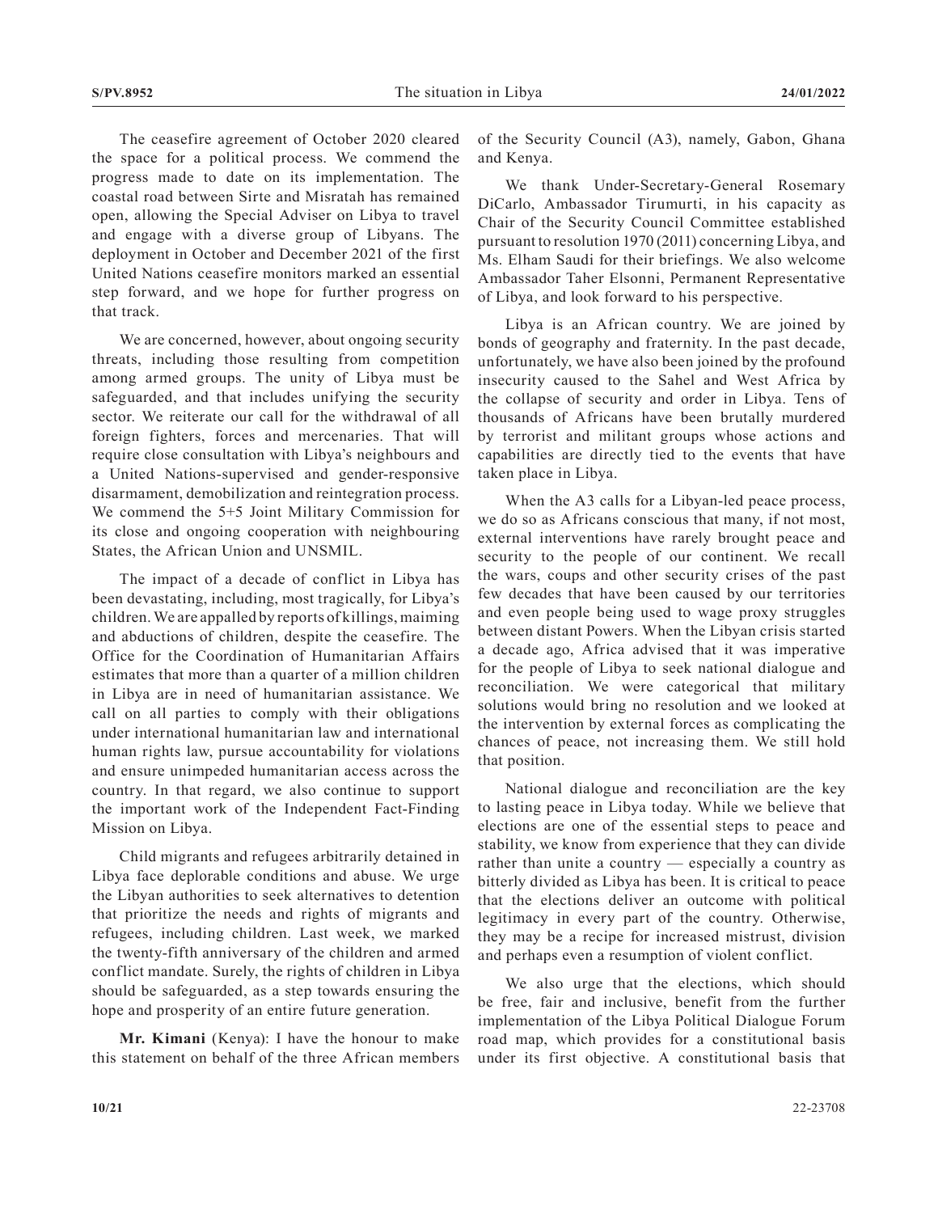The ceasefire agreement of October 2020 cleared the space for a political process. We commend the progress made to date on its implementation. The coastal road between Sirte and Misratah has remained open, allowing the Special Adviser on Libya to travel and engage with a diverse group of Libyans. The deployment in October and December 2021 of the first United Nations ceasefire monitors marked an essential step forward, and we hope for further progress on that track.

We are concerned, however, about ongoing security threats, including those resulting from competition among armed groups. The unity of Libya must be safeguarded, and that includes unifying the security sector. We reiterate our call for the withdrawal of all foreign fighters, forces and mercenaries. That will require close consultation with Libya's neighbours and a United Nations-supervised and gender-responsive disarmament, demobilization and reintegration process. We commend the 5+5 Joint Military Commission for its close and ongoing cooperation with neighbouring States, the African Union and UNSMIL.

The impact of a decade of conflict in Libya has been devastating, including, most tragically, for Libya's children. We are appalled by reports of killings, maiming and abductions of children, despite the ceasefire. The Office for the Coordination of Humanitarian Affairs estimates that more than a quarter of a million children in Libya are in need of humanitarian assistance. We call on all parties to comply with their obligations under international humanitarian law and international human rights law, pursue accountability for violations and ensure unimpeded humanitarian access across the country. In that regard, we also continue to support the important work of the Independent Fact-Finding Mission on Libya.

Child migrants and refugees arbitrarily detained in Libya face deplorable conditions and abuse. We urge the Libyan authorities to seek alternatives to detention that prioritize the needs and rights of migrants and refugees, including children. Last week, we marked the twenty-fifth anniversary of the children and armed conflict mandate. Surely, the rights of children in Libya should be safeguarded, as a step towards ensuring the hope and prosperity of an entire future generation.

**Mr. Kimani** (Kenya): I have the honour to make this statement on behalf of the three African members of the Security Council (A3), namely, Gabon, Ghana and Kenya.

We thank Under-Secretary-General Rosemary DiCarlo, Ambassador Tirumurti, in his capacity as Chair of the Security Council Committee established pursuant to resolution 1970 (2011) concerning Libya, and Ms. Elham Saudi for their briefings. We also welcome Ambassador Taher Elsonni, Permanent Representative of Libya, and look forward to his perspective.

Libya is an African country. We are joined by bonds of geography and fraternity. In the past decade, unfortunately, we have also been joined by the profound insecurity caused to the Sahel and West Africa by the collapse of security and order in Libya. Tens of thousands of Africans have been brutally murdered by terrorist and militant groups whose actions and capabilities are directly tied to the events that have taken place in Libya.

When the A3 calls for a Libyan-led peace process, we do so as Africans conscious that many, if not most, external interventions have rarely brought peace and security to the people of our continent. We recall the wars, coups and other security crises of the past few decades that have been caused by our territories and even people being used to wage proxy struggles between distant Powers. When the Libyan crisis started a decade ago, Africa advised that it was imperative for the people of Libya to seek national dialogue and reconciliation. We were categorical that military solutions would bring no resolution and we looked at the intervention by external forces as complicating the chances of peace, not increasing them. We still hold that position.

National dialogue and reconciliation are the key to lasting peace in Libya today. While we believe that elections are one of the essential steps to peace and stability, we know from experience that they can divide rather than unite a country — especially a country as bitterly divided as Libya has been. It is critical to peace that the elections deliver an outcome with political legitimacy in every part of the country. Otherwise, they may be a recipe for increased mistrust, division and perhaps even a resumption of violent conflict.

We also urge that the elections, which should be free, fair and inclusive, benefit from the further implementation of the Libya Political Dialogue Forum road map, which provides for a constitutional basis under its first objective. A constitutional basis that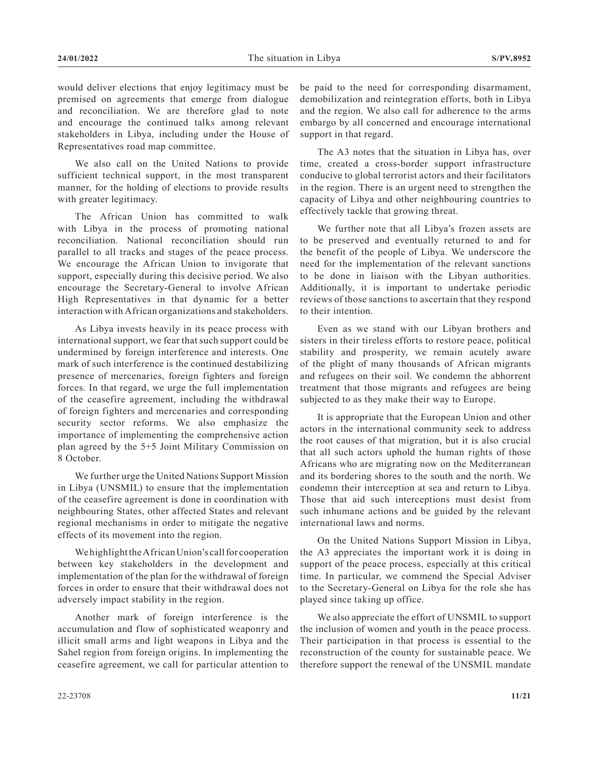would deliver elections that enjoy legitimacy must be premised on agreements that emerge from dialogue and reconciliation. We are therefore glad to note and encourage the continued talks among relevant stakeholders in Libya, including under the House of Representatives road map committee.

We also call on the United Nations to provide sufficient technical support, in the most transparent manner, for the holding of elections to provide results with greater legitimacy.

The African Union has committed to walk with Libya in the process of promoting national reconciliation. National reconciliation should run parallel to all tracks and stages of the peace process. We encourage the African Union to invigorate that support, especially during this decisive period. We also encourage the Secretary-General to involve African High Representatives in that dynamic for a better interaction with African organizations and stakeholders.

As Libya invests heavily in its peace process with international support, we fear that such support could be undermined by foreign interference and interests. One mark of such interference is the continued destabilizing presence of mercenaries, foreign fighters and foreign forces. In that regard, we urge the full implementation of the ceasefire agreement, including the withdrawal of foreign fighters and mercenaries and corresponding security sector reforms. We also emphasize the importance of implementing the comprehensive action plan agreed by the 5+5 Joint Military Commission on 8 October.

We further urge the United Nations Support Mission in Libya (UNSMIL) to ensure that the implementation of the ceasefire agreement is done in coordination with neighbouring States, other affected States and relevant regional mechanisms in order to mitigate the negative effects of its movement into the region.

We highlight the African Union's call for cooperation between key stakeholders in the development and implementation of the plan for the withdrawal of foreign forces in order to ensure that their withdrawal does not adversely impact stability in the region.

Another mark of foreign interference is the accumulation and flow of sophisticated weaponry and illicit small arms and light weapons in Libya and the Sahel region from foreign origins. In implementing the ceasefire agreement, we call for particular attention to be paid to the need for corresponding disarmament, demobilization and reintegration efforts, both in Libya and the region. We also call for adherence to the arms embargo by all concerned and encourage international support in that regard.

The A3 notes that the situation in Libya has, over time, created a cross-border support infrastructure conducive to global terrorist actors and their facilitators in the region. There is an urgent need to strengthen the capacity of Libya and other neighbouring countries to effectively tackle that growing threat.

We further note that all Libya's frozen assets are to be preserved and eventually returned to and for the benefit of the people of Libya. We underscore the need for the implementation of the relevant sanctions to be done in liaison with the Libyan authorities. Additionally, it is important to undertake periodic reviews of those sanctions to ascertain that they respond to their intention.

Even as we stand with our Libyan brothers and sisters in their tireless efforts to restore peace, political stability and prosperity, we remain acutely aware of the plight of many thousands of African migrants and refugees on their soil. We condemn the abhorrent treatment that those migrants and refugees are being subjected to as they make their way to Europe.

It is appropriate that the European Union and other actors in the international community seek to address the root causes of that migration, but it is also crucial that all such actors uphold the human rights of those Africans who are migrating now on the Mediterranean and its bordering shores to the south and the north. We condemn their interception at sea and return to Libya. Those that aid such interceptions must desist from such inhumane actions and be guided by the relevant international laws and norms.

On the United Nations Support Mission in Libya, the A3 appreciates the important work it is doing in support of the peace process, especially at this critical time. In particular, we commend the Special Adviser to the Secretary-General on Libya for the role she has played since taking up office.

We also appreciate the effort of UNSMIL to support the inclusion of women and youth in the peace process. Their participation in that process is essential to the reconstruction of the county for sustainable peace. We therefore support the renewal of the UNSMIL mandate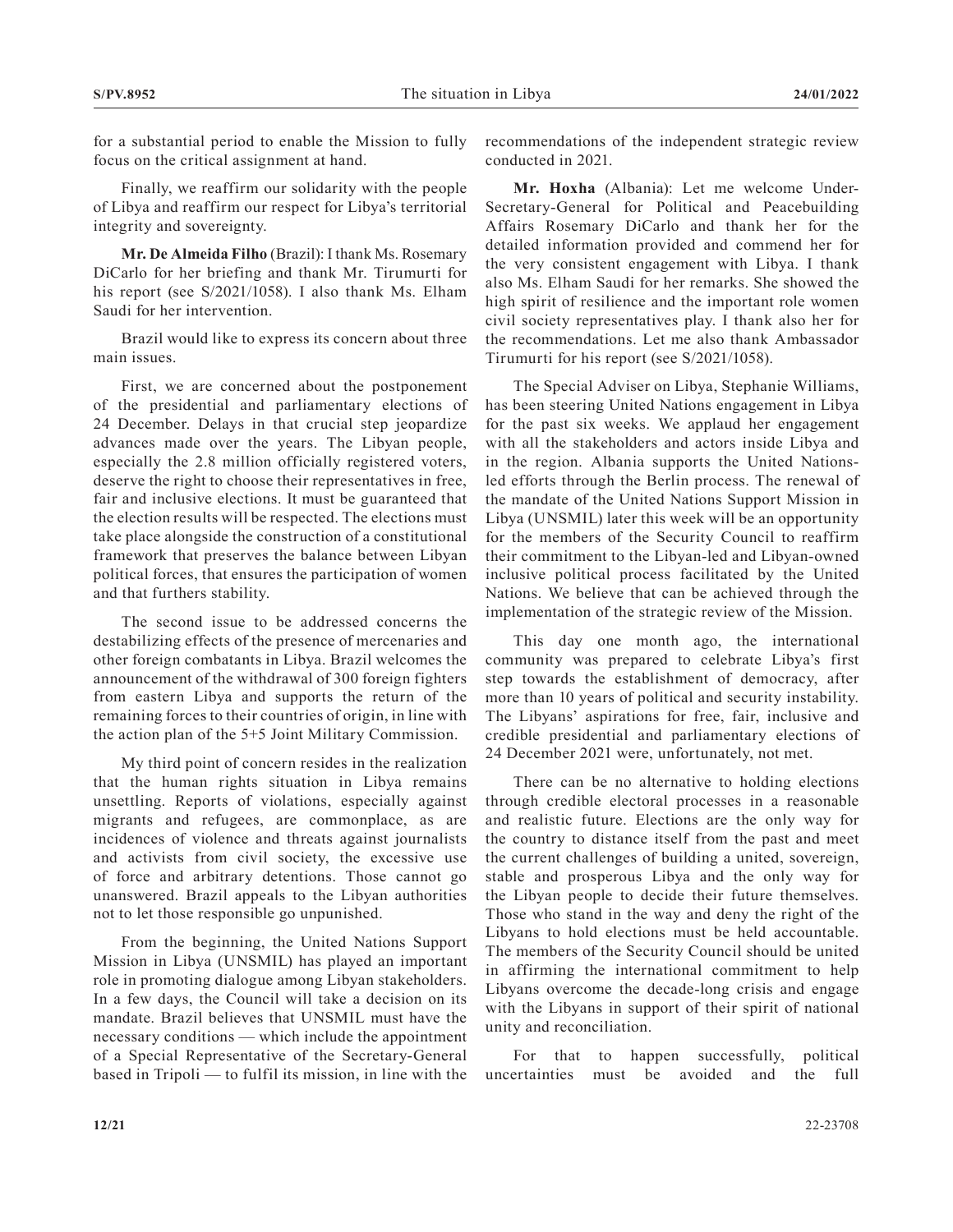for a substantial period to enable the Mission to fully focus on the critical assignment at hand.

Finally, we reaffirm our solidarity with the people of Libya and reaffirm our respect for Libya's territorial integrity and sovereignty.

**Mr. De Almeida Filho** (Brazil): I thank Ms. Rosemary DiCarlo for her briefing and thank Mr. Tirumurti for his report (see S/2021/1058). I also thank Ms. Elham Saudi for her intervention.

Brazil would like to express its concern about three main issues.

First, we are concerned about the postponement of the presidential and parliamentary elections of 24 December. Delays in that crucial step jeopardize advances made over the years. The Libyan people, especially the 2.8 million officially registered voters, deserve the right to choose their representatives in free, fair and inclusive elections. It must be guaranteed that the election results will be respected. The elections must take place alongside the construction of a constitutional framework that preserves the balance between Libyan political forces, that ensures the participation of women and that furthers stability.

The second issue to be addressed concerns the destabilizing effects of the presence of mercenaries and other foreign combatants in Libya. Brazil welcomes the announcement of the withdrawal of 300 foreign fighters from eastern Libya and supports the return of the remaining forces to their countries of origin, in line with the action plan of the 5+5 Joint Military Commission.

My third point of concern resides in the realization that the human rights situation in Libya remains unsettling. Reports of violations, especially against migrants and refugees, are commonplace, as are incidences of violence and threats against journalists and activists from civil society, the excessive use of force and arbitrary detentions. Those cannot go unanswered. Brazil appeals to the Libyan authorities not to let those responsible go unpunished.

From the beginning, the United Nations Support Mission in Libya (UNSMIL) has played an important role in promoting dialogue among Libyan stakeholders. In a few days, the Council will take a decision on its mandate. Brazil believes that UNSMIL must have the necessary conditions — which include the appointment of a Special Representative of the Secretary-General based in Tripoli — to fulfil its mission, in line with the recommendations of the independent strategic review conducted in 2021.

**Mr. Hoxha** (Albania): Let me welcome Under-Secretary-General for Political and Peacebuilding Affairs Rosemary DiCarlo and thank her for the detailed information provided and commend her for the very consistent engagement with Libya. I thank also Ms. Elham Saudi for her remarks. She showed the high spirit of resilience and the important role women civil society representatives play. I thank also her for the recommendations. Let me also thank Ambassador Tirumurti for his report (see S/2021/1058).

The Special Adviser on Libya, Stephanie Williams, has been steering United Nations engagement in Libya for the past six weeks. We applaud her engagement with all the stakeholders and actors inside Libya and in the region. Albania supports the United Nations-led efforts through the Berlin process. The renewal of the mandate of the United Nations Support Mission in Libya (UNSMIL) later this week will be an opportunity for the members of the Security Council to reaffirm their commitment to the Libyan-led and Libyan-owned inclusive political process facilitated by the United Nations. We believe that can be achieved through the implementation of the strategic review of the Mission.

This day one month ago, the international community was prepared to celebrate Libya's first step towards the establishment of democracy, after more than 10 years of political and security instability. The Libyans' aspirations for free, fair, inclusive and credible presidential and parliamentary elections of 24 December 2021 were, unfortunately, not met.

There can be no alternative to holding elections through credible electoral processes in a reasonable and realistic future. Elections are the only way for the country to distance itself from the past and meet the current challenges of building a united, sovereign, stable and prosperous Libya and the only way for the Libyan people to decide their future themselves. Those who stand in the way and deny the right of the Libyans to hold elections must be held accountable. The members of the Security Council should be united in affirming the international commitment to help Libyans overcome the decade-long crisis and engage with the Libyans in support of their spirit of national unity and reconciliation.

For that to happen successfully, political uncertainties must be avoided and the full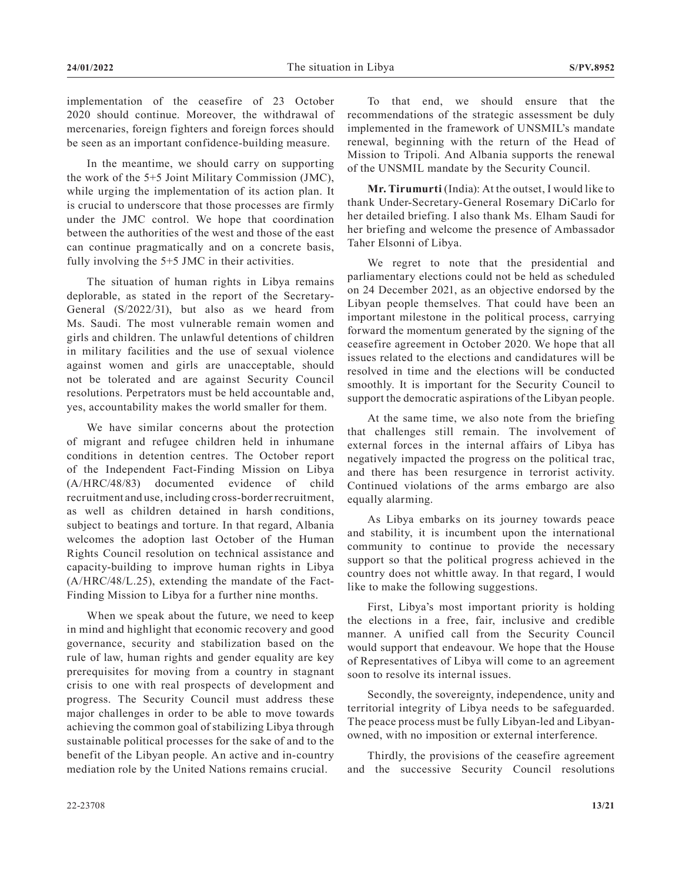implementation of the ceasefire of 23 October 2020 should continue. Moreover, the withdrawal of mercenaries, foreign fighters and foreign forces should be seen as an important confidence-building measure.

In the meantime, we should carry on supporting the work of the 5+5 Joint Military Commission (JMC), while urging the implementation of its action plan. It is crucial to underscore that those processes are firmly under the JMC control. We hope that coordination between the authorities of the west and those of the east can continue pragmatically and on a concrete basis, fully involving the 5+5 JMC in their activities.

The situation of human rights in Libya remains deplorable, as stated in the report of the Secretary-General (S/2022/31), but also as we heard from Ms. Saudi. The most vulnerable remain women and girls and children. The unlawful detentions of children in military facilities and the use of sexual violence against women and girls are unacceptable, should not be tolerated and are against Security Council resolutions. Perpetrators must be held accountable and, yes, accountability makes the world smaller for them.

We have similar concerns about the protection of migrant and refugee children held in inhumane conditions in detention centres. The October report of the Independent Fact-Finding Mission on Libya (A/HRC/48/83) documented evidence of child recruitment and use, including cross-border recruitment, as well as children detained in harsh conditions, subject to beatings and torture. In that regard, Albania welcomes the adoption last October of the Human Rights Council resolution on technical assistance and capacity-building to improve human rights in Libya (A/HRC/48/L.25), extending the mandate of the Fact-Finding Mission to Libya for a further nine months.

When we speak about the future, we need to keep in mind and highlight that economic recovery and good governance, security and stabilization based on the rule of law, human rights and gender equality are key prerequisites for moving from a country in stagnant crisis to one with real prospects of development and progress. The Security Council must address these major challenges in order to be able to move towards achieving the common goal of stabilizing Libya through sustainable political processes for the sake of and to the benefit of the Libyan people. An active and in-country mediation role by the United Nations remains crucial.

To that end, we should ensure that the recommendations of the strategic assessment be duly implemented in the framework of UNSMIL's mandate renewal, beginning with the return of the Head of Mission to Tripoli. And Albania supports the renewal of the UNSMIL mandate by the Security Council.

**Mr. Tirumurti** (India): At the outset, I would like to thank Under-Secretary-General Rosemary DiCarlo for her detailed briefing. I also thank Ms. Elham Saudi for her briefing and welcome the presence of Ambassador Taher Elsonni of Libya.

We regret to note that the presidential and parliamentary elections could not be held as scheduled on 24 December 2021, as an objective endorsed by the Libyan people themselves. That could have been an important milestone in the political process, carrying forward the momentum generated by the signing of the ceasefire agreement in October 2020. We hope that all issues related to the elections and candidatures will be resolved in time and the elections will be conducted smoothly. It is important for the Security Council to support the democratic aspirations of the Libyan people.

At the same time, we also note from the briefing that challenges still remain. The involvement of external forces in the internal affairs of Libya has negatively impacted the progress on the political trac, and there has been resurgence in terrorist activity. Continued violations of the arms embargo are also equally alarming.

As Libya embarks on its journey towards peace and stability, it is incumbent upon the international community to continue to provide the necessary support so that the political progress achieved in the country does not whittle away. In that regard, I would like to make the following suggestions.

First, Libya's most important priority is holding the elections in a free, fair, inclusive and credible manner. A unified call from the Security Council would support that endeavour. We hope that the House of Representatives of Libya will come to an agreement soon to resolve its internal issues.

Secondly, the sovereignty, independence, unity and territorial integrity of Libya needs to be safeguarded. The peace process must be fully Libyan-led and Libyan-owned, with no imposition or external interference.

Thirdly, the provisions of the ceasefire agreement and the successive Security Council resolutions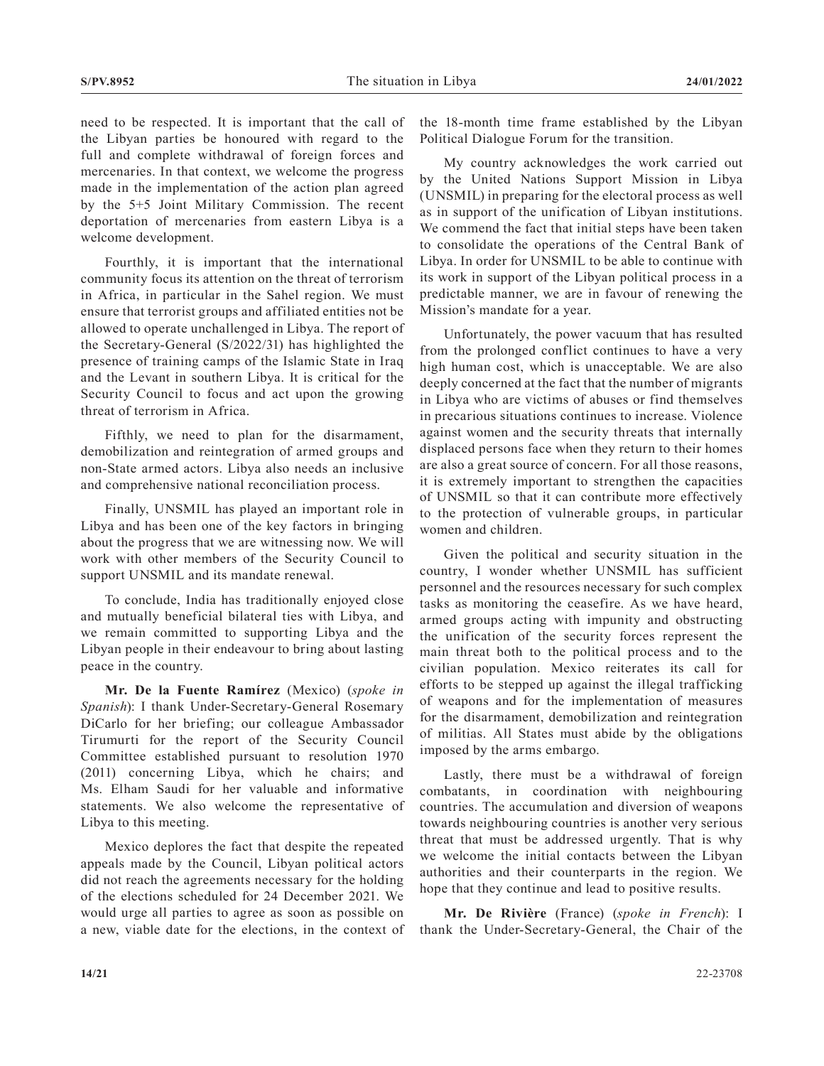need to be respected. It is important that the call of the Libyan parties be honoured with regard to the full and complete withdrawal of foreign forces and mercenaries. In that context, we welcome the progress made in the implementation of the action plan agreed by the 5+5 Joint Military Commission. The recent deportation of mercenaries from eastern Libya is a welcome development.

Fourthly, it is important that the international community focus its attention on the threat of terrorism in Africa, in particular in the Sahel region. We must ensure that terrorist groups and affiliated entities not be allowed to operate unchallenged in Libya. The report of the Secretary-General (S/2022/31) has highlighted the presence of training camps of the Islamic State in Iraq and the Levant in southern Libya. It is critical for the Security Council to focus and act upon the growing threat of terrorism in Africa.

Fifthly, we need to plan for the disarmament, demobilization and reintegration of armed groups and non-State armed actors. Libya also needs an inclusive and comprehensive national reconciliation process.

Finally, UNSMIL has played an important role in Libya and has been one of the key factors in bringing about the progress that we are witnessing now. We will work with other members of the Security Council to support UNSMIL and its mandate renewal.

To conclude, India has traditionally enjoyed close and mutually beneficial bilateral ties with Libya, and we remain committed to supporting Libya and the Libyan people in their endeavour to bring about lasting peace in the country.

**Mr. De la Fuente Ramírez** (Mexico) (*spoke in Spanish*): I thank Under-Secretary-General Rosemary DiCarlo for her briefing; our colleague Ambassador Tirumurti for the report of the Security Council Committee established pursuant to resolution 1970 (2011) concerning Libya, which he chairs; and Ms. Elham Saudi for her valuable and informative statements. We also welcome the representative of Libya to this meeting.

Mexico deplores the fact that despite the repeated appeals made by the Council, Libyan political actors did not reach the agreements necessary for the holding of the elections scheduled for 24 December 2021. We would urge all parties to agree as soon as possible on a new, viable date for the elections, in the context of the 18-month time frame established by the Libyan Political Dialogue Forum for the transition.

My country acknowledges the work carried out by the United Nations Support Mission in Libya (UNSMIL) in preparing for the electoral process as well as in support of the unification of Libyan institutions. We commend the fact that initial steps have been taken to consolidate the operations of the Central Bank of Libya. In order for UNSMIL to be able to continue with its work in support of the Libyan political process in a predictable manner, we are in favour of renewing the Mission's mandate for a year.

Unfortunately, the power vacuum that has resulted from the prolonged conflict continues to have a very high human cost, which is unacceptable. We are also deeply concerned at the fact that the number of migrants in Libya who are victims of abuses or find themselves in precarious situations continues to increase. Violence against women and the security threats that internally displaced persons face when they return to their homes are also a great source of concern. For all those reasons, it is extremely important to strengthen the capacities of UNSMIL so that it can contribute more effectively to the protection of vulnerable groups, in particular women and children.

Given the political and security situation in the country, I wonder whether UNSMIL has sufficient personnel and the resources necessary for such complex tasks as monitoring the ceasefire. As we have heard, armed groups acting with impunity and obstructing the unification of the security forces represent the main threat both to the political process and to the civilian population. Mexico reiterates its call for efforts to be stepped up against the illegal trafficking of weapons and for the implementation of measures for the disarmament, demobilization and reintegration of militias. All States must abide by the obligations imposed by the arms embargo.

Lastly, there must be a withdrawal of foreign combatants, in coordination with neighbouring countries. The accumulation and diversion of weapons towards neighbouring countries is another very serious threat that must be addressed urgently. That is why we welcome the initial contacts between the Libyan authorities and their counterparts in the region. We hope that they continue and lead to positive results.

**Mr. De Rivière** (France) (*spoke in French*): I thank the Under-Secretary-General, the Chair of the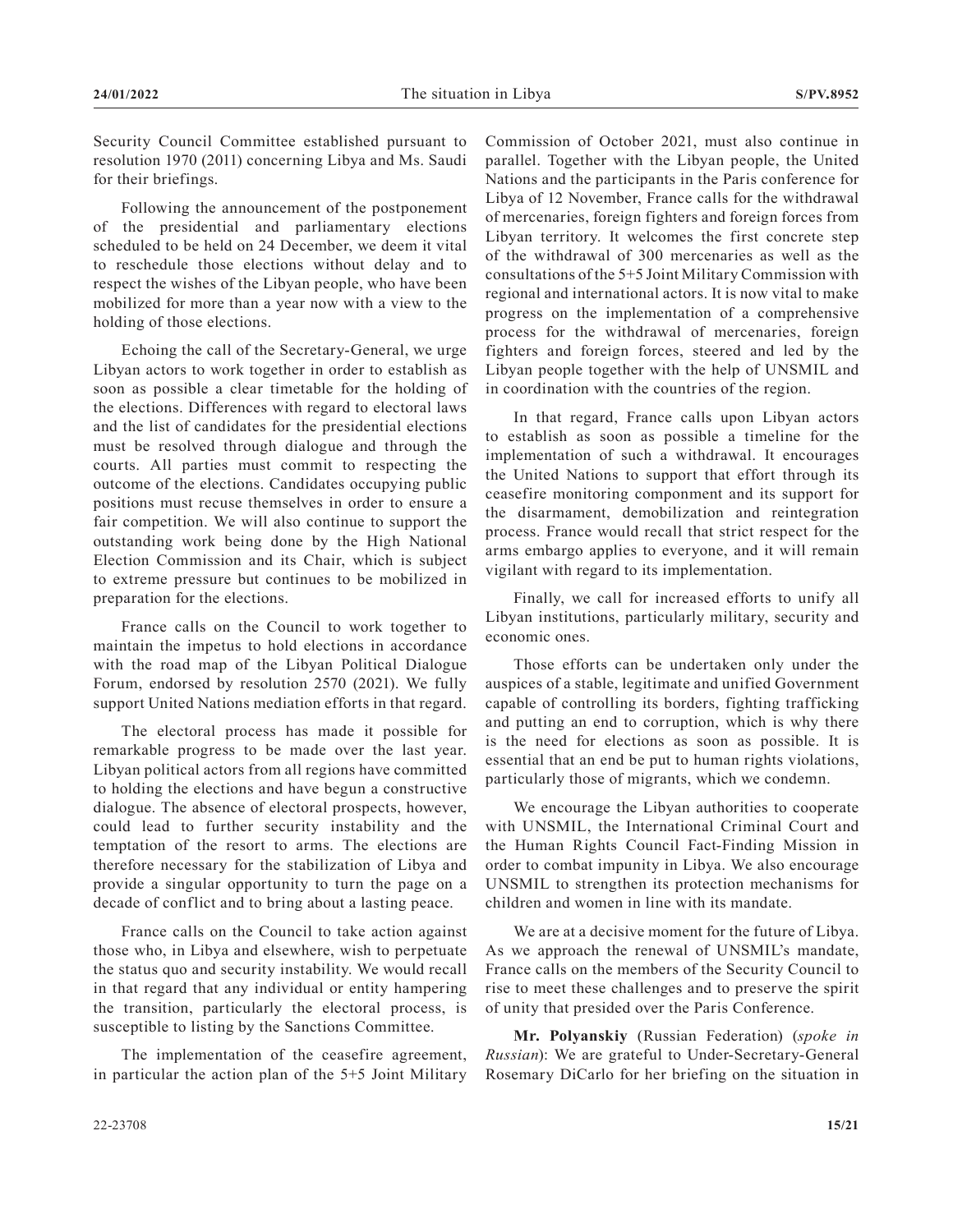Security Council Committee established pursuant to resolution 1970 (2011) concerning Libya and Ms. Saudi for their briefings.

Following the announcement of the postponement of the presidential and parliamentary elections scheduled to be held on 24 December, we deem it vital to reschedule those elections without delay and to respect the wishes of the Libyan people, who have been mobilized for more than a year now with a view to the holding of those elections.

Echoing the call of the Secretary-General, we urge Libyan actors to work together in order to establish as soon as possible a clear timetable for the holding of the elections. Differences with regard to electoral laws and the list of candidates for the presidential elections must be resolved through dialogue and through the courts. All parties must commit to respecting the outcome of the elections. Candidates occupying public positions must recuse themselves in order to ensure a fair competition. We will also continue to support the outstanding work being done by the High National Election Commission and its Chair, which is subject to extreme pressure but continues to be mobilized in preparation for the elections.

France calls on the Council to work together to maintain the impetus to hold elections in accordance with the road map of the Libyan Political Dialogue Forum, endorsed by resolution 2570 (2021). We fully support United Nations mediation efforts in that regard.

The electoral process has made it possible for remarkable progress to be made over the last year. Libyan political actors from all regions have committed to holding the elections and have begun a constructive dialogue. The absence of electoral prospects, however, could lead to further security instability and the temptation of the resort to arms. The elections are therefore necessary for the stabilization of Libya and provide a singular opportunity to turn the page on a decade of conflict and to bring about a lasting peace.

France calls on the Council to take action against those who, in Libya and elsewhere, wish to perpetuate the status quo and security instability. We would recall in that regard that any individual or entity hampering the transition, particularly the electoral process, is susceptible to listing by the Sanctions Committee.

The implementation of the ceasefire agreement, in particular the action plan of the 5+5 Joint Military Commission of October 2021, must also continue in parallel. Together with the Libyan people, the United Nations and the participants in the Paris conference for Libya of 12 November, France calls for the withdrawal of mercenaries, foreign fighters and foreign forces from Libyan territory. It welcomes the first concrete step of the withdrawal of 300 mercenaries as well as the consultations of the 5+5 Joint Military Commission with regional and international actors. It is now vital to make progress on the implementation of a comprehensive process for the withdrawal of mercenaries, foreign fighters and foreign forces, steered and led by the Libyan people together with the help of UNSMIL and in coordination with the countries of the region.

In that regard, France calls upon Libyan actors to establish as soon as possible a timeline for the implementation of such a withdrawal. It encourages the United Nations to support that effort through its ceasefire monitoring componment and its support for the disarmament, demobilization and reintegration process. France would recall that strict respect for the arms embargo applies to everyone, and it will remain vigilant with regard to its implementation.

Finally, we call for increased efforts to unify all Libyan institutions, particularly military, security and economic ones.

Those efforts can be undertaken only under the auspices of a stable, legitimate and unified Government capable of controlling its borders, fighting trafficking and putting an end to corruption, which is why there is the need for elections as soon as possible. It is essential that an end be put to human rights violations, particularly those of migrants, which we condemn.

We encourage the Libyan authorities to cooperate with UNSMIL, the International Criminal Court and the Human Rights Council Fact-Finding Mission in order to combat impunity in Libya. We also encourage UNSMIL to strengthen its protection mechanisms for children and women in line with its mandate.

We are at a decisive moment for the future of Libya. As we approach the renewal of UNSMIL's mandate, France calls on the members of the Security Council to rise to meet these challenges and to preserve the spirit of unity that presided over the Paris Conference.

**Mr. Polyanskiy** (Russian Federation) (*spoke in Russian*): We are grateful to Under-Secretary-General Rosemary DiCarlo for her briefing on the situation in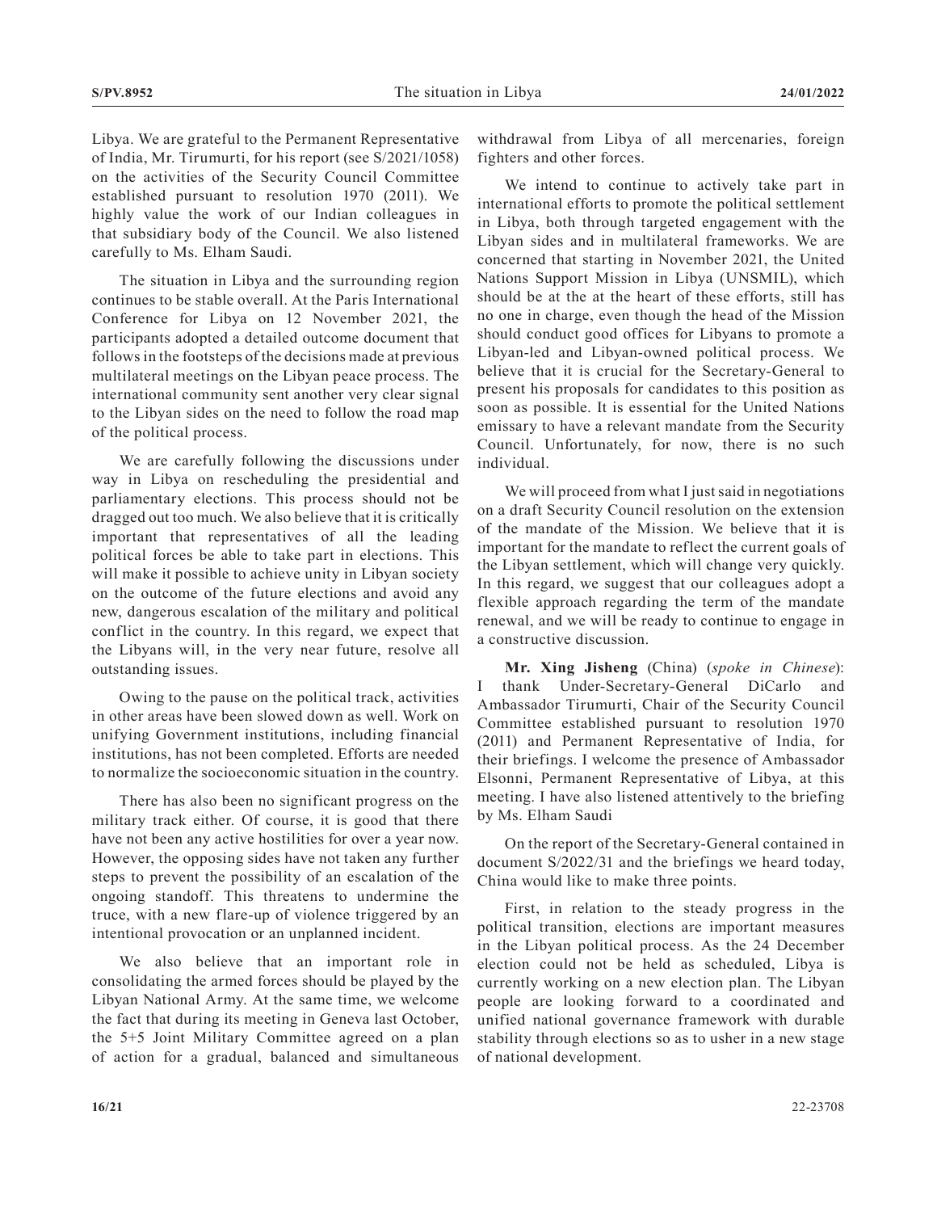Libya. We are grateful to the Permanent Representative of India, Mr. Tirumurti, for his report (see S/2021/1058) on the activities of the Security Council Committee established pursuant to resolution 1970 (2011). We highly value the work of our Indian colleagues in that subsidiary body of the Council. We also listened carefully to Ms. Elham Saudi.

The situation in Libya and the surrounding region continues to be stable overall. At the Paris International Conference for Libya on 12 November 2021, the participants adopted a detailed outcome document that follows in the footsteps of the decisions made at previous multilateral meetings on the Libyan peace process. The international community sent another very clear signal to the Libyan sides on the need to follow the road map of the political process.

We are carefully following the discussions under way in Libya on rescheduling the presidential and parliamentary elections. This process should not be dragged out too much. We also believe that it is critically important that representatives of all the leading political forces be able to take part in elections. This will make it possible to achieve unity in Libyan society on the outcome of the future elections and avoid any new, dangerous escalation of the military and political conflict in the country. In this regard, we expect that the Libyans will, in the very near future, resolve all outstanding issues.

Owing to the pause on the political track, activities in other areas have been slowed down as well. Work on unifying Government institutions, including financial institutions, has not been completed. Efforts are needed to normalize the socioeconomic situation in the country.

There has also been no significant progress on the military track either. Of course, it is good that there have not been any active hostilities for over a year now. However, the opposing sides have not taken any further steps to prevent the possibility of an escalation of the ongoing standoff. This threatens to undermine the truce, with a new flare-up of violence triggered by an intentional provocation or an unplanned incident.

We also believe that an important role in consolidating the armed forces should be played by the Libyan National Army. At the same time, we welcome the fact that during its meeting in Geneva last October, the 5+5 Joint Military Committee agreed on a plan of action for a gradual, balanced and simultaneous withdrawal from Libya of all mercenaries, foreign fighters and other forces.

We intend to continue to actively take part in international efforts to promote the political settlement in Libya, both through targeted engagement with the Libyan sides and in multilateral frameworks. We are concerned that starting in November 2021, the United Nations Support Mission in Libya (UNSMIL), which should be at the at the heart of these efforts, still has no one in charge, even though the head of the Mission should conduct good offices for Libyans to promote a Libyan-led and Libyan-owned political process. We believe that it is crucial for the Secretary-General to present his proposals for candidates to this position as soon as possible. It is essential for the United Nations emissary to have a relevant mandate from the Security Council. Unfortunately, for now, there is no such individual.

We will proceed from what I just said in negotiations on a draft Security Council resolution on the extension of the mandate of the Mission. We believe that it is important for the mandate to reflect the current goals of the Libyan settlement, which will change very quickly. In this regard, we suggest that our colleagues adopt a flexible approach regarding the term of the mandate renewal, and we will be ready to continue to engage in a constructive discussion.

**Mr. Xing Jisheng** (China) (*spoke in Chinese*): I thank Under-Secretary-General DiCarlo and Ambassador Tirumurti, Chair of the Security Council Committee established pursuant to resolution 1970 (2011) and Permanent Representative of India, for their briefings. I welcome the presence of Ambassador Elsonni, Permanent Representative of Libya, at this meeting. I have also listened attentively to the briefing by Ms. Elham Saudi

On the report of the Secretary-General contained in document S/2022/31 and the briefings we heard today, China would like to make three points.

First, in relation to the steady progress in the political transition, elections are important measures in the Libyan political process. As the 24 December election could not be held as scheduled, Libya is currently working on a new election plan. The Libyan people are looking forward to a coordinated and unified national governance framework with durable stability through elections so as to usher in a new stage of national development.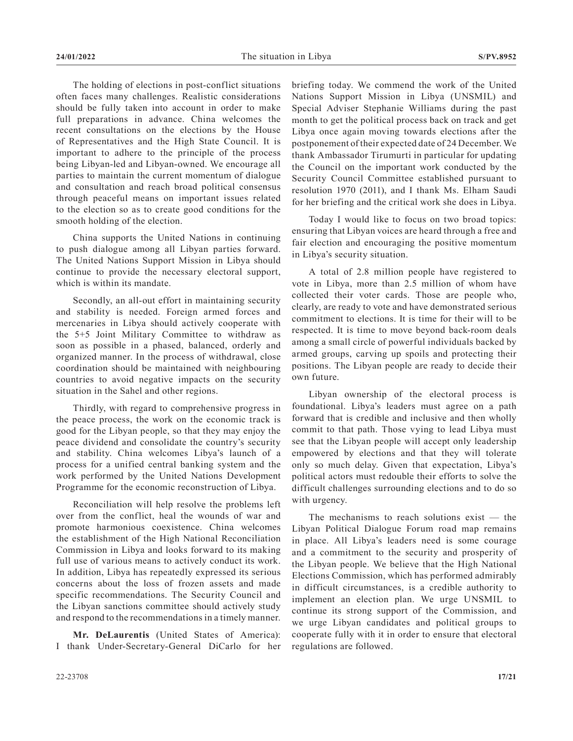The holding of elections in post-conflict situations often faces many challenges. Realistic considerations should be fully taken into account in order to make full preparations in advance. China welcomes the recent consultations on the elections by the House of Representatives and the High State Council. It is important to adhere to the principle of the process being Libyan-led and Libyan-owned. We encourage all parties to maintain the current momentum of dialogue and consultation and reach broad political consensus through peaceful means on important issues related to the election so as to create good conditions for the smooth holding of the election.

China supports the United Nations in continuing to push dialogue among all Libyan parties forward. The United Nations Support Mission in Libya should continue to provide the necessary electoral support, which is within its mandate.

Secondly, an all-out effort in maintaining security and stability is needed. Foreign armed forces and mercenaries in Libya should actively cooperate with the 5+5 Joint Military Committee to withdraw as soon as possible in a phased, balanced, orderly and organized manner. In the process of withdrawal, close coordination should be maintained with neighbouring countries to avoid negative impacts on the security situation in the Sahel and other regions.

Thirdly, with regard to comprehensive progress in the peace process, the work on the economic track is good for the Libyan people, so that they may enjoy the peace dividend and consolidate the country's security and stability. China welcomes Libya's launch of a process for a unified central banking system and the work performed by the United Nations Development Programme for the economic reconstruction of Libya.

Reconciliation will help resolve the problems left over from the conflict, heal the wounds of war and promote harmonious coexistence. China welcomes the establishment of the High National Reconciliation Commission in Libya and looks forward to its making full use of various means to actively conduct its work. In addition, Libya has repeatedly expressed its serious concerns about the loss of frozen assets and made specific recommendations. The Security Council and the Libyan sanctions committee should actively study and respond to the recommendations in a timely manner.

**Mr. DeLaurentis** (United States of America): I thank Under-Secretary-General DiCarlo for her briefing today. We commend the work of the United Nations Support Mission in Libya (UNSMIL) and Special Adviser Stephanie Williams during the past month to get the political process back on track and get Libya once again moving towards elections after the postponement of their expected date of 24 December. We thank Ambassador Tirumurti in particular for updating the Council on the important work conducted by the Security Council Committee established pursuant to resolution 1970 (2011), and I thank Ms. Elham Saudi for her briefing and the critical work she does in Libya.

Today I would like to focus on two broad topics: ensuring that Libyan voices are heard through a free and fair election and encouraging the positive momentum in Libya's security situation.

A total of 2.8 million people have registered to vote in Libya, more than 2.5 million of whom have collected their voter cards. Those are people who, clearly, are ready to vote and have demonstrated serious commitment to elections. It is time for their will to be respected. It is time to move beyond back-room deals among a small circle of powerful individuals backed by armed groups, carving up spoils and protecting their positions. The Libyan people are ready to decide their own future.

Libyan ownership of the electoral process is foundational. Libya's leaders must agree on a path forward that is credible and inclusive and then wholly commit to that path. Those vying to lead Libya must see that the Libyan people will accept only leadership empowered by elections and that they will tolerate only so much delay. Given that expectation, Libya's political actors must redouble their efforts to solve the difficult challenges surrounding elections and to do so with urgency.

The mechanisms to reach solutions exist — the Libyan Political Dialogue Forum road map remains in place. All Libya's leaders need is some courage and a commitment to the security and prosperity of the Libyan people. We believe that the High National Elections Commission, which has performed admirably in difficult circumstances, is a credible authority to implement an election plan. We urge UNSMIL to continue its strong support of the Commission, and we urge Libyan candidates and political groups to cooperate fully with it in order to ensure that electoral regulations are followed.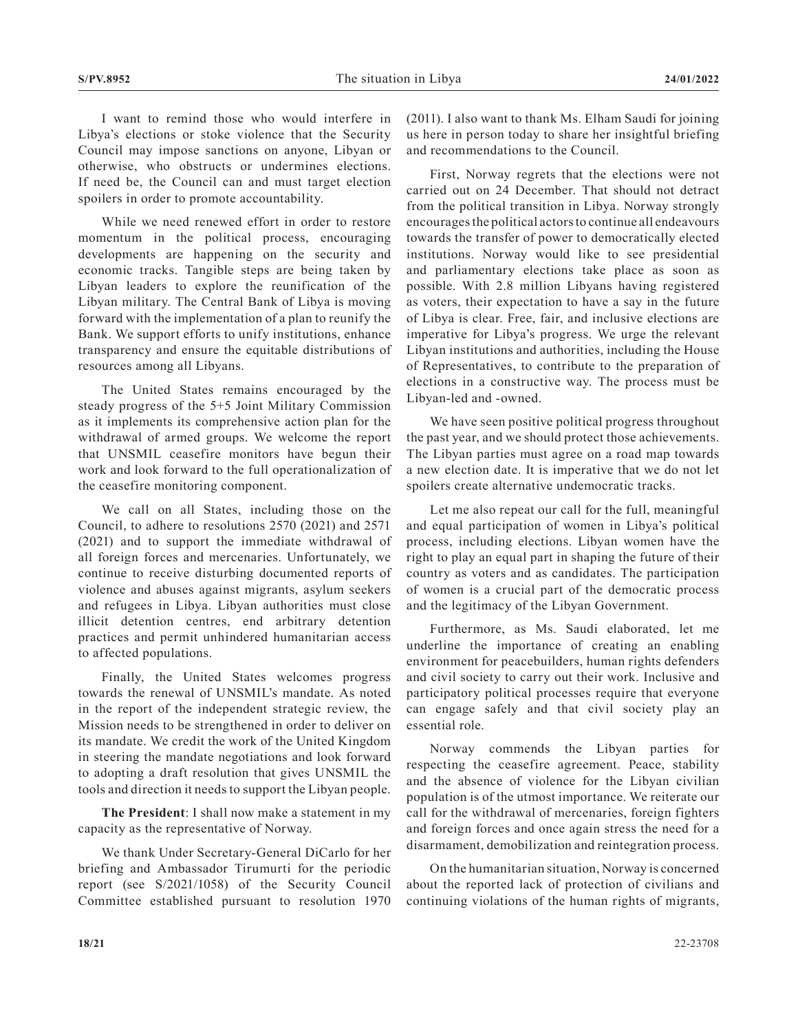I want to remind those who would interfere in Libya's elections or stoke violence that the Security Council may impose sanctions on anyone, Libyan or otherwise, who obstructs or undermines elections. If need be, the Council can and must target election spoilers in order to promote accountability.

While we need renewed effort in order to restore momentum in the political process, encouraging developments are happening on the security and economic tracks. Tangible steps are being taken by Libyan leaders to explore the reunification of the Libyan military. The Central Bank of Libya is moving forward with the implementation of a plan to reunify the Bank. We support efforts to unify institutions, enhance transparency and ensure the equitable distributions of resources among all Libyans.

The United States remains encouraged by the steady progress of the 5+5 Joint Military Commission as it implements its comprehensive action plan for the withdrawal of armed groups. We welcome the report that UNSMIL ceasefire monitors have begun their work and look forward to the full operationalization of the ceasefire monitoring component.

We call on all States, including those on the Council, to adhere to resolutions 2570 (2021) and 2571 (2021) and to support the immediate withdrawal of all foreign forces and mercenaries. Unfortunately, we continue to receive disturbing documented reports of violence and abuses against migrants, asylum seekers and refugees in Libya. Libyan authorities must close illicit detention centres, end arbitrary detention practices and permit unhindered humanitarian access to affected populations.

Finally, the United States welcomes progress towards the renewal of UNSMIL's mandate. As noted in the report of the independent strategic review, the Mission needs to be strengthened in order to deliver on its mandate. We credit the work of the United Kingdom in steering the mandate negotiations and look forward to adopting a draft resolution that gives UNSMIL the tools and direction it needs to support the Libyan people.

**The President**: I shall now make a statement in my capacity as the representative of Norway.

We thank Under Secretary-General DiCarlo for her briefing and Ambassador Tirumurti for the periodic report (see S/2021/1058) of the Security Council Committee established pursuant to resolution 1970 (2011). I also want to thank Ms. Elham Saudi for joining us here in person today to share her insightful briefing and recommendations to the Council.

First, Norway regrets that the elections were not carried out on 24 December. That should not detract from the political transition in Libya. Norway strongly encourages the political actors to continue all endeavours towards the transfer of power to democratically elected institutions. Norway would like to see presidential and parliamentary elections take place as soon as possible. With 2.8 million Libyans having registered as voters, their expectation to have a say in the future of Libya is clear. Free, fair, and inclusive elections are imperative for Libya's progress. We urge the relevant Libyan institutions and authorities, including the House of Representatives, to contribute to the preparation of elections in a constructive way. The process must be Libyan-led and -owned.

We have seen positive political progress throughout the past year, and we should protect those achievements. The Libyan parties must agree on a road map towards a new election date. It is imperative that we do not let spoilers create alternative undemocratic tracks.

Let me also repeat our call for the full, meaningful and equal participation of women in Libya's political process, including elections. Libyan women have the right to play an equal part in shaping the future of their country as voters and as candidates. The participation of women is a crucial part of the democratic process and the legitimacy of the Libyan Government.

Furthermore, as Ms. Saudi elaborated, let me underline the importance of creating an enabling environment for peacebuilders, human rights defenders and civil society to carry out their work. Inclusive and participatory political processes require that everyone can engage safely and that civil society play an essential role.

Norway commends the Libyan parties for respecting the ceasefire agreement. Peace, stability and the absence of violence for the Libyan civilian population is of the utmost importance. We reiterate our call for the withdrawal of mercenaries, foreign fighters and foreign forces and once again stress the need for a disarmament, demobilization and reintegration process.

On the humanitarian situation, Norway is concerned about the reported lack of protection of civilians and continuing violations of the human rights of migrants,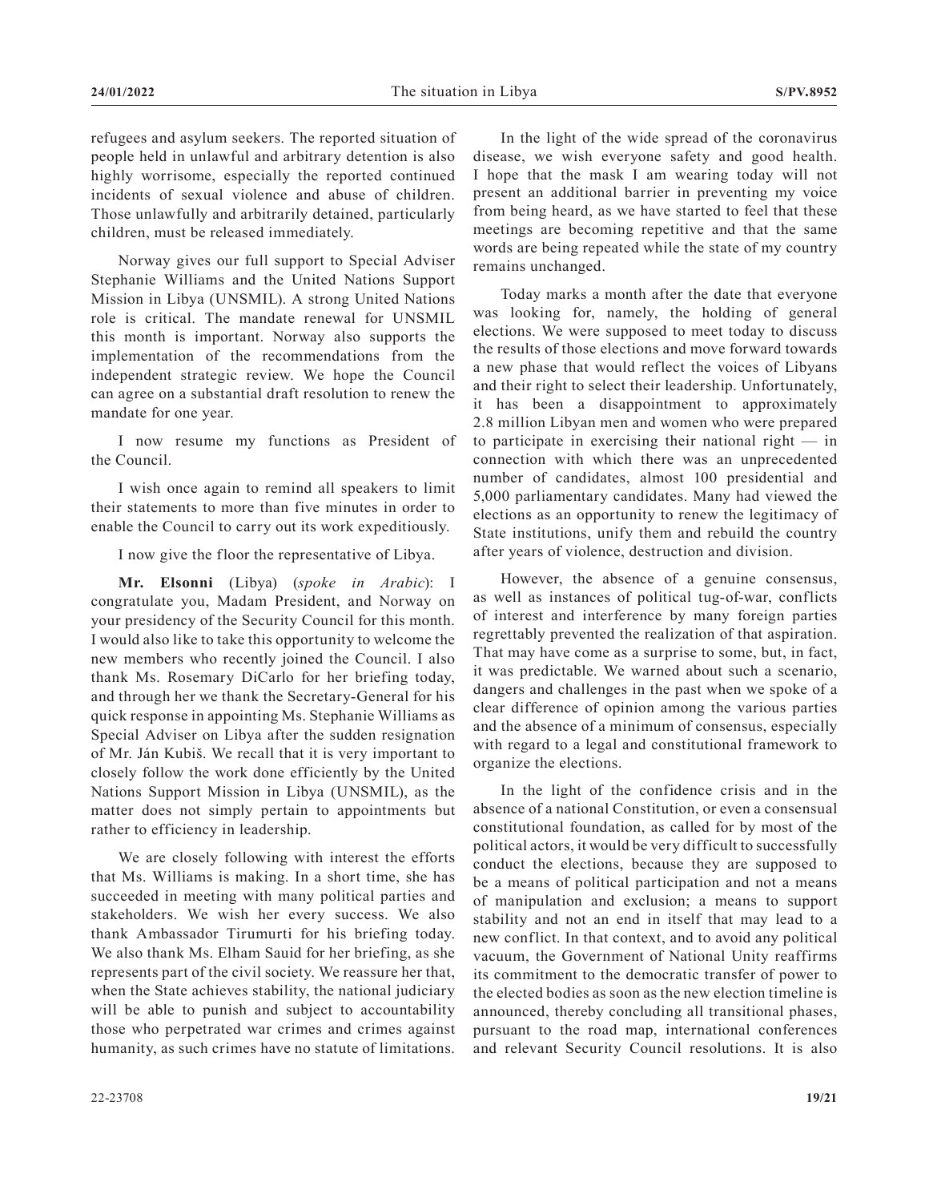refugees and asylum seekers. The reported situation of people held in unlawful and arbitrary detention is also highly worrisome, especially the reported continued incidents of sexual violence and abuse of children. Those unlawfully and arbitrarily detained, particularly children, must be released immediately.

Norway gives our full support to Special Adviser Stephanie Williams and the United Nations Support Mission in Libya (UNSMIL). A strong United Nations role is critical. The mandate renewal for UNSMIL this month is important. Norway also supports the implementation of the recommendations from the independent strategic review. We hope the Council can agree on a substantial draft resolution to renew the mandate for one year.

I now resume my functions as President of the Council.

I wish once again to remind all speakers to limit their statements to more than five minutes in order to enable the Council to carry out its work expeditiously.

I now give the floor the representative of Libya.

**Mr. Elsonni** (Libya) (*spoke in Arabic*): I congratulate you, Madam President, and Norway on your presidency of the Security Council for this month. I would also like to take this opportunity to welcome the new members who recently joined the Council. I also thank Ms. Rosemary DiCarlo for her briefing today, and through her we thank the Secretary-General for his quick response in appointing Ms. Stephanie Williams as Special Adviser on Libya after the sudden resignation of Mr. Ján Kubiš. We recall that it is very important to closely follow the work done efficiently by the United Nations Support Mission in Libya (UNSMIL), as the matter does not simply pertain to appointments but rather to efficiency in leadership.

We are closely following with interest the efforts that Ms. Williams is making. In a short time, she has succeeded in meeting with many political parties and stakeholders. We wish her every success. We also thank Ambassador Tirumurti for his briefing today. We also thank Ms. Elham Sauid for her briefing, as she represents part of the civil society. We reassure her that, when the State achieves stability, the national judiciary will be able to punish and subject to accountability those who perpetrated war crimes and crimes against humanity, as such crimes have no statute of limitations.

In the light of the wide spread of the coronavirus disease, we wish everyone safety and good health. I hope that the mask I am wearing today will not present an additional barrier in preventing my voice from being heard, as we have started to feel that these meetings are becoming repetitive and that the same words are being repeated while the state of my country remains unchanged.

Today marks a month after the date that everyone was looking for, namely, the holding of general elections. We were supposed to meet today to discuss the results of those elections and move forward towards a new phase that would reflect the voices of Libyans and their right to select their leadership. Unfortunately, it has been a disappointment to approximately 2.8 million Libyan men and women who were prepared to participate in exercising their national right — in connection with which there was an unprecedented number of candidates, almost 100 presidential and 5,000 parliamentary candidates. Many had viewed the elections as an opportunity to renew the legitimacy of State institutions, unify them and rebuild the country after years of violence, destruction and division.

However, the absence of a genuine consensus, as well as instances of political tug-of-war, conflicts of interest and interference by many foreign parties regrettably prevented the realization of that aspiration. That may have come as a surprise to some, but, in fact, it was predictable. We warned about such a scenario, dangers and challenges in the past when we spoke of a clear difference of opinion among the various parties and the absence of a minimum of consensus, especially with regard to a legal and constitutional framework to organize the elections.

In the light of the confidence crisis and in the absence of a national Constitution, or even a consensual constitutional foundation, as called for by most of the political actors, it would be very difficult to successfully conduct the elections, because they are supposed to be a means of political participation and not a means of manipulation and exclusion; a means to support stability and not an end in itself that may lead to a new conflict. In that context, and to avoid any political vacuum, the Government of National Unity reaffirms its commitment to the democratic transfer of power to the elected bodies as soon as the new election timeline is announced, thereby concluding all transitional phases, pursuant to the road map, international conferences and relevant Security Council resolutions. It is also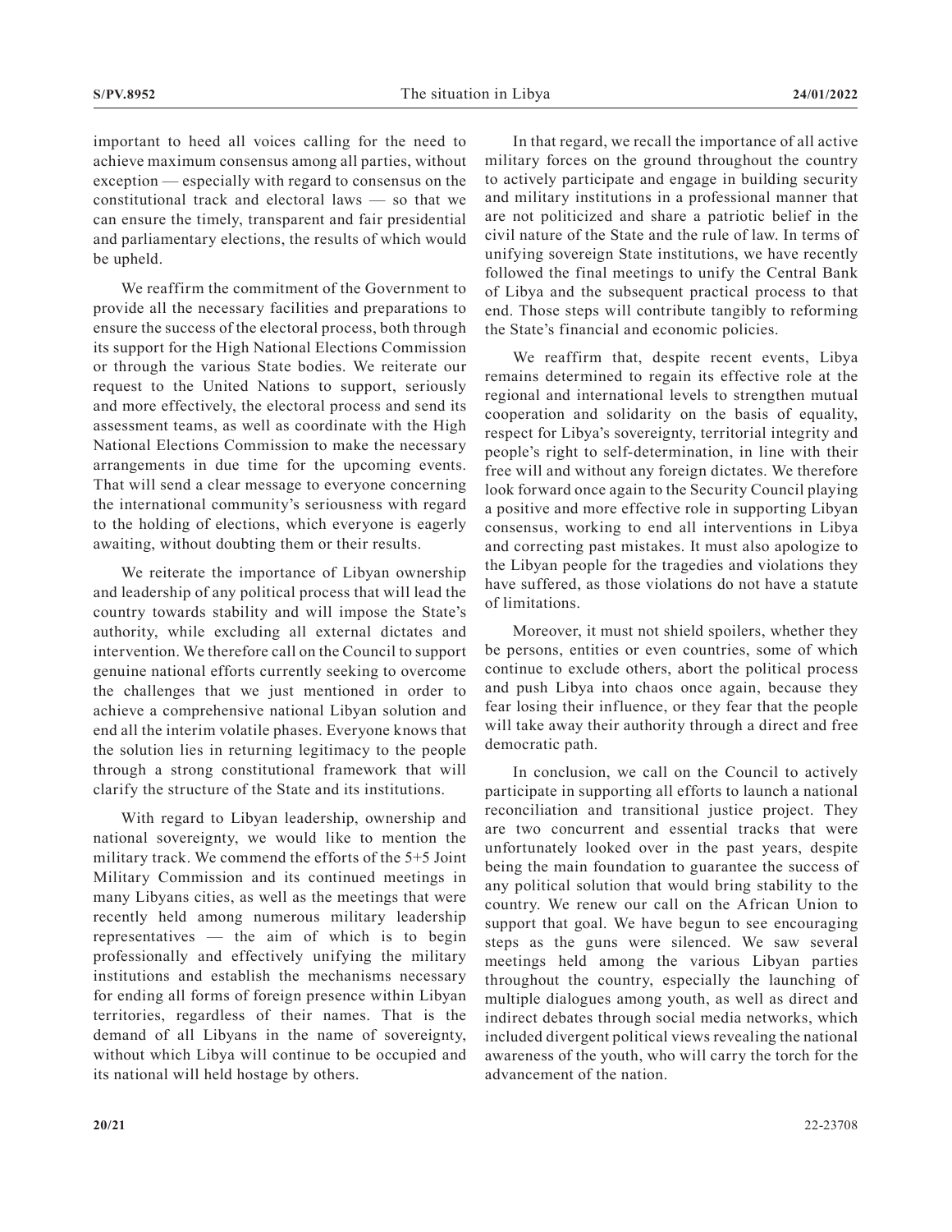important to heed all voices calling for the need to achieve maximum consensus among all parties, without exception — especially with regard to consensus on the constitutional track and electoral laws — so that we can ensure the timely, transparent and fair presidential and parliamentary elections, the results of which would be upheld.

We reaffirm the commitment of the Government to provide all the necessary facilities and preparations to ensure the success of the electoral process, both through its support for the High National Elections Commission or through the various State bodies. We reiterate our request to the United Nations to support, seriously and more effectively, the electoral process and send its assessment teams, as well as coordinate with the High National Elections Commission to make the necessary arrangements in due time for the upcoming events. That will send a clear message to everyone concerning the international community's seriousness with regard to the holding of elections, which everyone is eagerly awaiting, without doubting them or their results.

We reiterate the importance of Libyan ownership and leadership of any political process that will lead the country towards stability and will impose the State's authority, while excluding all external dictates and intervention. We therefore call on the Council to support genuine national efforts currently seeking to overcome the challenges that we just mentioned in order to achieve a comprehensive national Libyan solution and end all the interim volatile phases. Everyone knows that the solution lies in returning legitimacy to the people through a strong constitutional framework that will clarify the structure of the State and its institutions.

With regard to Libyan leadership, ownership and national sovereignty, we would like to mention the military track. We commend the efforts of the 5+5 Joint Military Commission and its continued meetings in many Libyans cities, as well as the meetings that were recently held among numerous military leadership representatives — the aim of which is to begin professionally and effectively unifying the military institutions and establish the mechanisms necessary for ending all forms of foreign presence within Libyan territories, regardless of their names. That is the demand of all Libyans in the name of sovereignty, without which Libya will continue to be occupied and its national will held hostage by others.

In that regard, we recall the importance of all active military forces on the ground throughout the country to actively participate and engage in building security and military institutions in a professional manner that are not politicized and share a patriotic belief in the civil nature of the State and the rule of law. In terms of unifying sovereign State institutions, we have recently followed the final meetings to unify the Central Bank of Libya and the subsequent practical process to that end. Those steps will contribute tangibly to reforming the State's financial and economic policies.

We reaffirm that, despite recent events, Libya remains determined to regain its effective role at the regional and international levels to strengthen mutual cooperation and solidarity on the basis of equality, respect for Libya's sovereignty, territorial integrity and people's right to self-determination, in line with their free will and without any foreign dictates. We therefore look forward once again to the Security Council playing a positive and more effective role in supporting Libyan consensus, working to end all interventions in Libya and correcting past mistakes. It must also apologize to the Libyan people for the tragedies and violations they have suffered, as those violations do not have a statute of limitations.

Moreover, it must not shield spoilers, whether they be persons, entities or even countries, some of which continue to exclude others, abort the political process and push Libya into chaos once again, because they fear losing their influence, or they fear that the people will take away their authority through a direct and free democratic path.

In conclusion, we call on the Council to actively participate in supporting all efforts to launch a national reconciliation and transitional justice project. They are two concurrent and essential tracks that were unfortunately looked over in the past years, despite being the main foundation to guarantee the success of any political solution that would bring stability to the country. We renew our call on the African Union to support that goal. We have begun to see encouraging steps as the guns were silenced. We saw several meetings held among the various Libyan parties throughout the country, especially the launching of multiple dialogues among youth, as well as direct and indirect debates through social media networks, which included divergent political views revealing the national awareness of the youth, who will carry the torch for the advancement of the nation.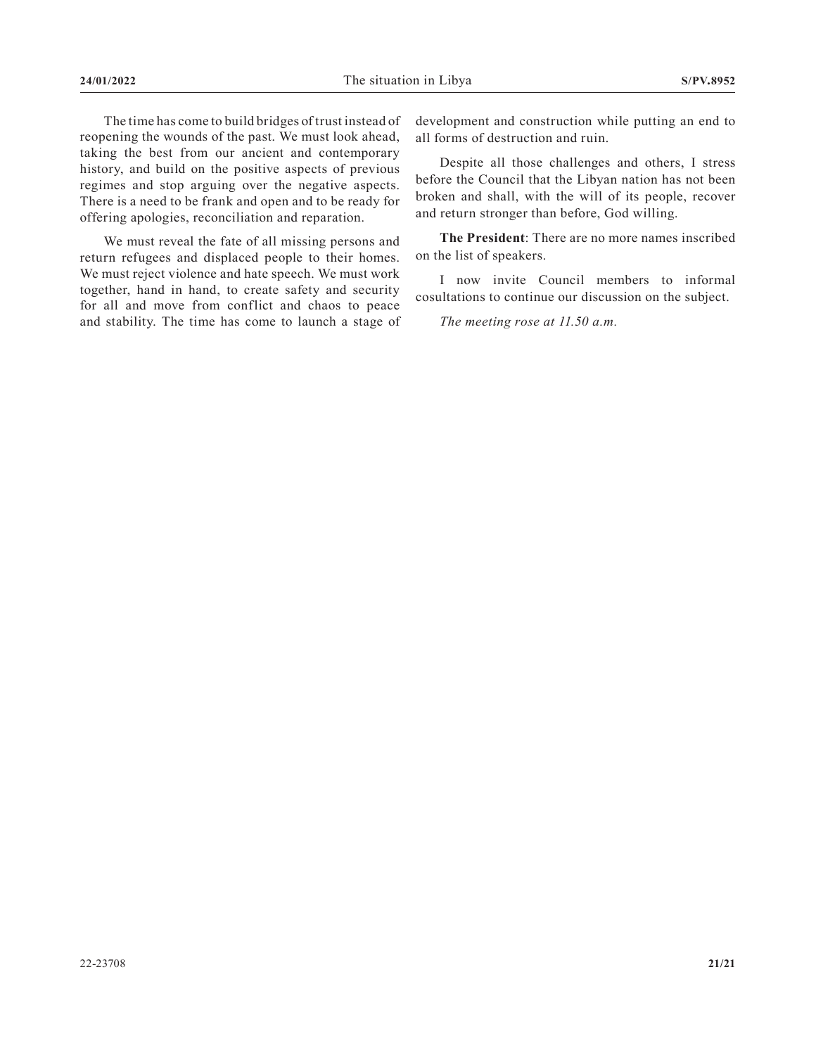The time has come to build bridges of trust instead of reopening the wounds of the past. We must look ahead, taking the best from our ancient and contemporary history, and build on the positive aspects of previous regimes and stop arguing over the negative aspects. There is a need to be frank and open and to be ready for offering apologies, reconciliation and reparation.

We must reveal the fate of all missing persons and return refugees and displaced people to their homes. We must reject violence and hate speech. We must work together, hand in hand, to create safety and security for all and move from conflict and chaos to peace and stability. The time has come to launch a stage of development and construction while putting an end to all forms of destruction and ruin.

Despite all those challenges and others, I stress before the Council that the Libyan nation has not been broken and shall, with the will of its people, recover and return stronger than before, God willing.

**The President**: There are no more names inscribed on the list of speakers.

I now invite Council members to informal cosultations to continue our discussion on the subject.

*The meeting rose at 11.50 a.m.*